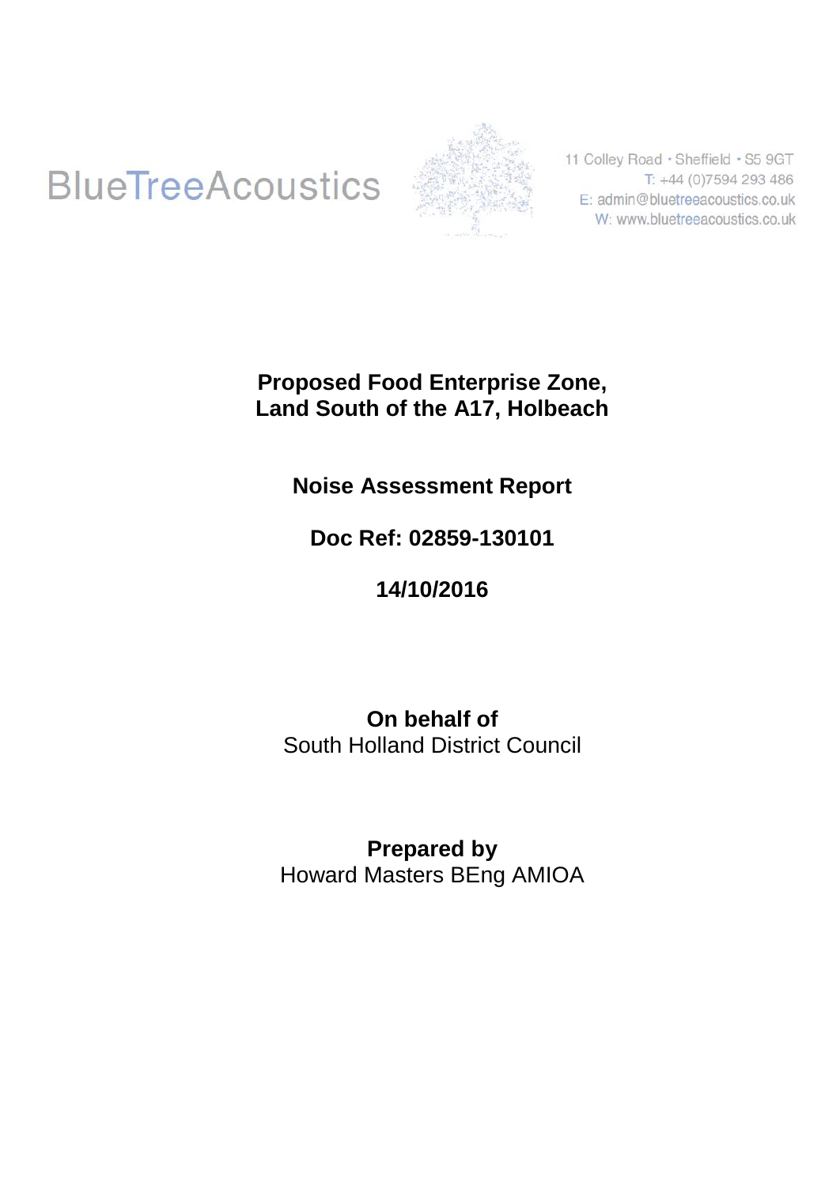BlueTreeAcoustics

11 Colley Road · Sheffield · S5 9GT
T: +44 (0)7594 293 486
E: admin@bluetreeacoustics.co.uk
W: www.bluetreeacoustics.co.uk

# Proposed Food Enterprise Zone, Land South of the A17, Holbeach

## Noise Assessment Report

**Doc Ref: 02859-130101**

**14/10/2016**

**On behalf of**
South Holland District Council

**Prepared by**
Howard Masters BEng AMIOA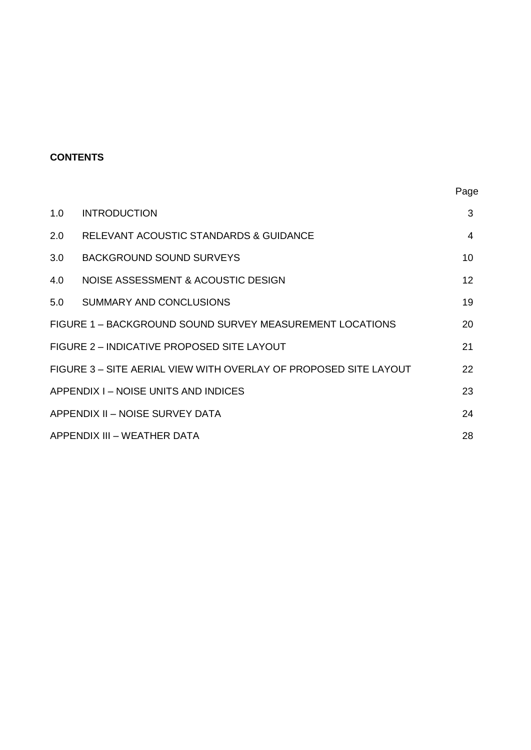**CONTENTS**

| | | Page |
|---|---|---|
| 1.0 | INTRODUCTION | 3 |
| 2.0 | RELEVANT ACOUSTIC STANDARDS & GUIDANCE | 4 |
| 3.0 | BACKGROUND SOUND SURVEYS | 10 |
| 4.0 | NOISE ASSESSMENT & ACOUSTIC DESIGN | 12 |
| 5.0 | SUMMARY AND CONCLUSIONS | 19 |
| FIGURE 1 – BACKGROUND SOUND SURVEY MEASUREMENT LOCATIONS | | 20 |
| FIGURE 2 – INDICATIVE PROPOSED SITE LAYOUT | | 21 |
| FIGURE 3 – SITE AERIAL VIEW WITH OVERLAY OF PROPOSED SITE LAYOUT | | 22 |
| APPENDIX I – NOISE UNITS AND INDICES | | 23 |
| APPENDIX II – NOISE SURVEY DATA | | 24 |
| APPENDIX III – WEATHER DATA | | 28 |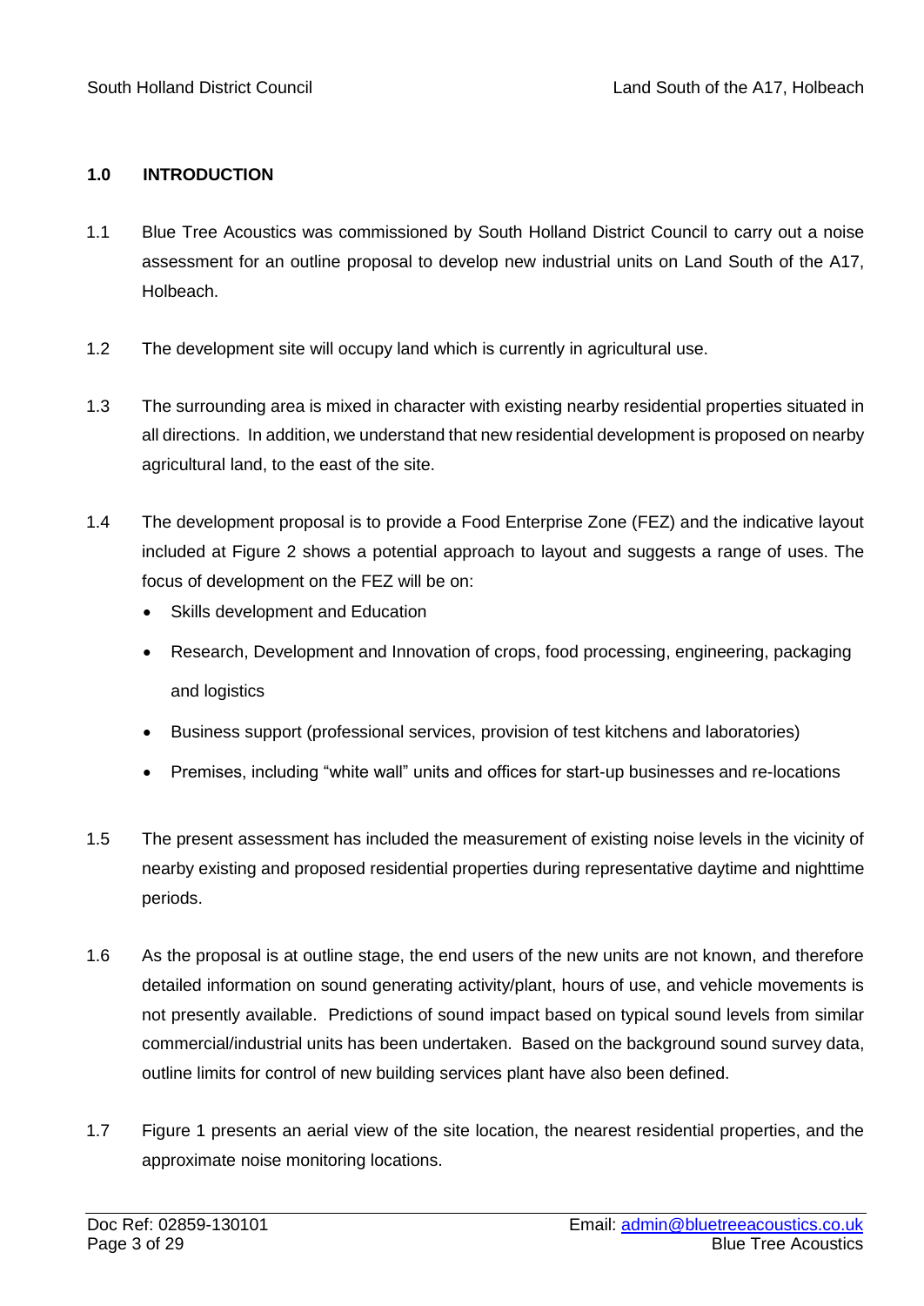## 1.0 INTRODUCTION

1.1 Blue Tree Acoustics was commissioned by South Holland District Council to carry out a noise assessment for an outline proposal to develop new industrial units on Land South of the A17, Holbeach.

1.2 The development site will occupy land which is currently in agricultural use.

1.3 The surrounding area is mixed in character with existing nearby residential properties situated in all directions. In addition, we understand that new residential development is proposed on nearby agricultural land, to the east of the site.

1.4 The development proposal is to provide a Food Enterprise Zone (FEZ) and the indicative layout included at Figure 2 shows a potential approach to layout and suggests a range of uses. The focus of development on the FEZ will be on:

- Skills development and Education
- Research, Development and Innovation of crops, food processing, engineering, packaging and logistics
- Business support (professional services, provision of test kitchens and laboratories)
- Premises, including "white wall" units and offices for start-up businesses and re-locations

1.5 The present assessment has included the measurement of existing noise levels in the vicinity of nearby existing and proposed residential properties during representative daytime and nighttime periods.

1.6 As the proposal is at outline stage, the end users of the new units are not known, and therefore detailed information on sound generating activity/plant, hours of use, and vehicle movements is not presently available. Predictions of sound impact based on typical sound levels from similar commercial/industrial units has been undertaken. Based on the background sound survey data, outline limits for control of new building services plant have also been defined.

1.7 Figure 1 presents an aerial view of the site location, the nearest residential properties, and the approximate noise monitoring locations.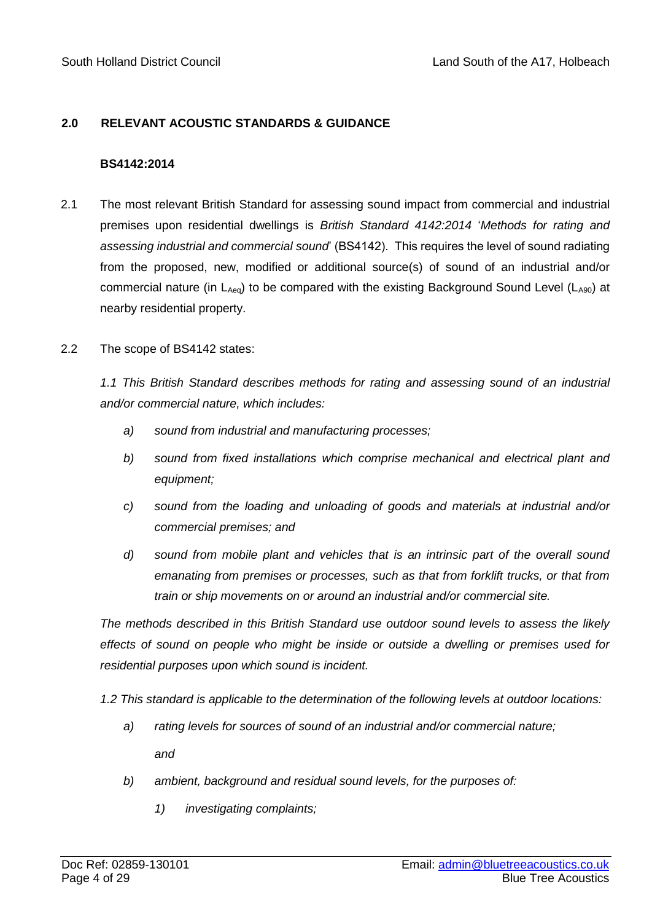## 2.0 RELEVANT ACOUSTIC STANDARDS & GUIDANCE

### BS4142:2014

2.1 The most relevant British Standard for assessing sound impact from commercial and industrial premises upon residential dwellings is *British Standard 4142:2014* '*Methods for rating and assessing industrial and commercial sound*' (BS4142). This requires the level of sound radiating from the proposed, new, modified or additional source(s) of sound of an industrial and/or commercial nature (in $L_{Aeq}$) to be compared with the existing Background Sound Level ($L_{A90}$) at nearby residential property.

2.2 The scope of BS4142 states:

*1.1 This British Standard describes methods for rating and assessing sound of an industrial and/or commercial nature, which includes:*

- *a) sound from industrial and manufacturing processes;*
- *b) sound from fixed installations which comprise mechanical and electrical plant and equipment;*
- *c) sound from the loading and unloading of goods and materials at industrial and/or commercial premises; and*
- *d) sound from mobile plant and vehicles that is an intrinsic part of the overall sound emanating from premises or processes, such as that from forklift trucks, or that from train or ship movements on or around an industrial and/or commercial site.*

*The methods described in this British Standard use outdoor sound levels to assess the likely effects of sound on people who might be inside or outside a dwelling or premises used for residential purposes upon which sound is incident.*

*1.2 This standard is applicable to the determination of the following levels at outdoor locations:*

- *a) rating levels for sources of sound of an industrial and/or commercial nature;*

  *and*

- *b) ambient, background and residual sound levels, for the purposes of:*
  - *1) investigating complaints;*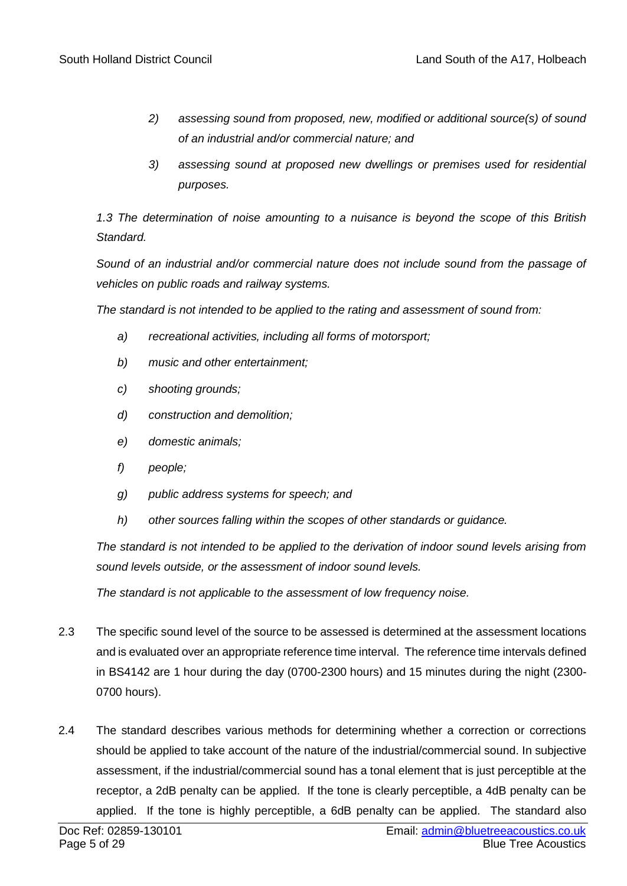2) *assessing sound from proposed, new, modified or additional source(s) of sound of an industrial and/or commercial nature; and*

3) *assessing sound at proposed new dwellings or premises used for residential purposes.*

*1.3 The determination of noise amounting to a nuisance is beyond the scope of this British Standard.*

*Sound of an industrial and/or commercial nature does not include sound from the passage of vehicles on public roads and railway systems.*

*The standard is not intended to be applied to the rating and assessment of sound from:*

a) *recreational activities, including all forms of motorsport;*
b) *music and other entertainment;*
c) *shooting grounds;*
d) *construction and demolition;*
e) *domestic animals;*
f) *people;*
g) *public address systems for speech; and*
h) *other sources falling within the scopes of other standards or guidance.*

*The standard is not intended to be applied to the derivation of indoor sound levels arising from sound levels outside, or the assessment of indoor sound levels.*

*The standard is not applicable to the assessment of low frequency noise.*

2.3 The specific sound level of the source to be assessed is determined at the assessment locations and is evaluated over an appropriate reference time interval. The reference time intervals defined in BS4142 are 1 hour during the day (0700-2300 hours) and 15 minutes during the night (2300-0700 hours).

2.4 The standard describes various methods for determining whether a correction or corrections should be applied to take account of the nature of the industrial/commercial sound. In subjective assessment, if the industrial/commercial sound has a tonal element that is just perceptible at the receptor, a 2dB penalty can be applied. If the tone is clearly perceptible, a 4dB penalty can be applied. If the tone is highly perceptible, a 6dB penalty can be applied. The standard also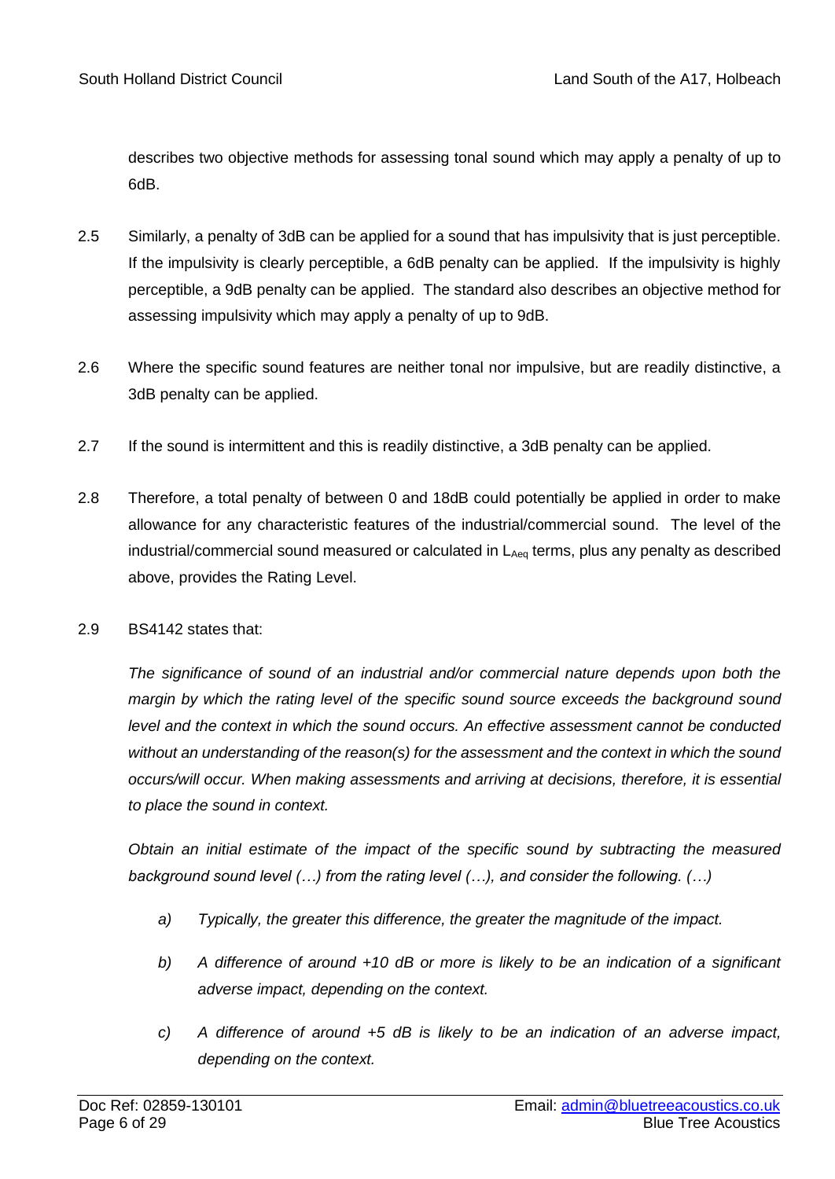describes two objective methods for assessing tonal sound which may apply a penalty of up to 6dB.

2.5 Similarly, a penalty of 3dB can be applied for a sound that has impulsivity that is just perceptible. If the impulsivity is clearly perceptible, a 6dB penalty can be applied. If the impulsivity is highly perceptible, a 9dB penalty can be applied. The standard also describes an objective method for assessing impulsivity which may apply a penalty of up to 9dB.

2.6 Where the specific sound features are neither tonal nor impulsive, but are readily distinctive, a 3dB penalty can be applied.

2.7 If the sound is intermittent and this is readily distinctive, a 3dB penalty can be applied.

2.8 Therefore, a total penalty of between 0 and 18dB could potentially be applied in order to make allowance for any characteristic features of the industrial/commercial sound. The level of the industrial/commercial sound measured or calculated in $L_{Aeq}$ terms, plus any penalty as described above, provides the Rating Level.

2.9 BS4142 states that:

*The significance of sound of an industrial and/or commercial nature depends upon both the margin by which the rating level of the specific sound source exceeds the background sound level and the context in which the sound occurs. An effective assessment cannot be conducted without an understanding of the reason(s) for the assessment and the context in which the sound occurs/will occur. When making assessments and arriving at decisions, therefore, it is essential to place the sound in context.*

*Obtain an initial estimate of the impact of the specific sound by subtracting the measured background sound level (…) from the rating level (…), and consider the following. (…)*

*a) Typically, the greater this difference, the greater the magnitude of the impact.*

*b) A difference of around +10 dB or more is likely to be an indication of a significant adverse impact, depending on the context.*

*c) A difference of around +5 dB is likely to be an indication of an adverse impact, depending on the context.*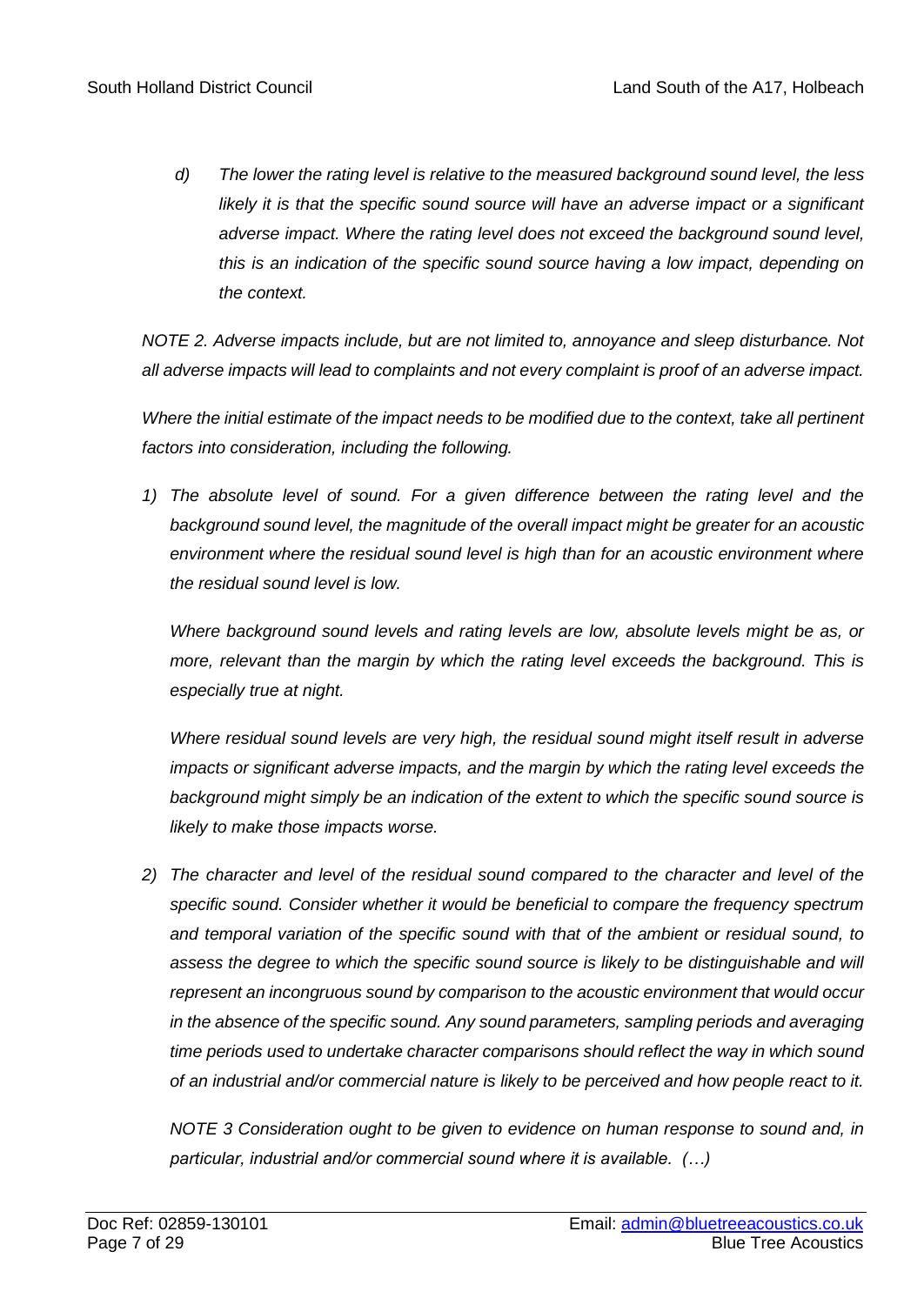*d) The lower the rating level is relative to the measured background sound level, the less likely it is that the specific sound source will have an adverse impact or a significant adverse impact. Where the rating level does not exceed the background sound level, this is an indication of the specific sound source having a low impact, depending on the context.*

*NOTE 2. Adverse impacts include, but are not limited to, annoyance and sleep disturbance. Not all adverse impacts will lead to complaints and not every complaint is proof of an adverse impact.*

*Where the initial estimate of the impact needs to be modified due to the context, take all pertinent factors into consideration, including the following.*

1) *The absolute level of sound. For a given difference between the rating level and the background sound level, the magnitude of the overall impact might be greater for an acoustic environment where the residual sound level is high than for an acoustic environment where the residual sound level is low.*

   *Where background sound levels and rating levels are low, absolute levels might be as, or more, relevant than the margin by which the rating level exceeds the background. This is especially true at night.*

   *Where residual sound levels are very high, the residual sound might itself result in adverse impacts or significant adverse impacts, and the margin by which the rating level exceeds the background might simply be an indication of the extent to which the specific sound source is likely to make those impacts worse.*

2) *The character and level of the residual sound compared to the character and level of the specific sound. Consider whether it would be beneficial to compare the frequency spectrum and temporal variation of the specific sound with that of the ambient or residual sound, to assess the degree to which the specific sound source is likely to be distinguishable and will represent an incongruous sound by comparison to the acoustic environment that would occur in the absence of the specific sound. Any sound parameters, sampling periods and averaging time periods used to undertake character comparisons should reflect the way in which sound of an industrial and/or commercial nature is likely to be perceived and how people react to it.*

   *NOTE 3 Consideration ought to be given to evidence on human response to sound and, in particular, industrial and/or commercial sound where it is available. (…)*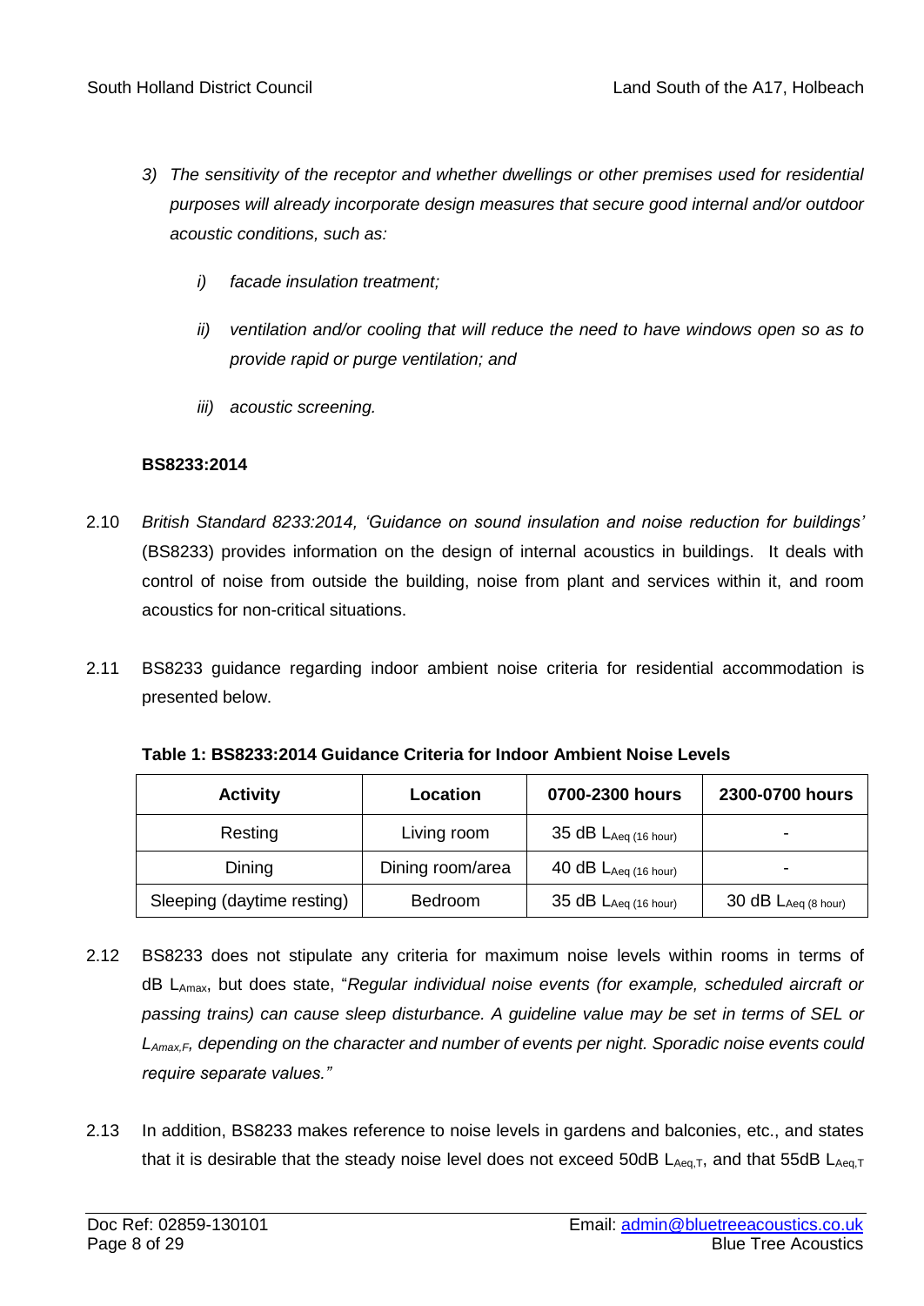3) *The sensitivity of the receptor and whether dwellings or other premises used for residential purposes will already incorporate design measures that secure good internal and/or outdoor acoustic conditions, such as:*

    i) *facade insulation treatment;*

    ii) *ventilation and/or cooling that will reduce the need to have windows open so as to provide rapid or purge ventilation; and*

    iii) *acoustic screening.*

**BS8233:2014**

2.10 *British Standard 8233:2014, 'Guidance on sound insulation and noise reduction for buildings'* (BS8233) provides information on the design of internal acoustics in buildings. It deals with control of noise from outside the building, noise from plant and services within it, and room acoustics for non-critical situations.

2.11 BS8233 guidance regarding indoor ambient noise criteria for residential accommodation is presented below.

**Table 1: BS8233:2014 Guidance Criteria for Indoor Ambient Noise Levels**

| Activity | Location | 0700-2300 hours | 2300-0700 hours |
|---|---|---|---|
| Resting | Living room | 35 dB $L_{Aeq\ (16\ hour)}$ | - |
| Dining | Dining room/area | 40 dB $L_{Aeq\ (16\ hour)}$ | - |
| Sleeping (daytime resting) | Bedroom | 35 dB $L_{Aeq\ (16\ hour)}$ | 30 dB $L_{Aeq\ (8\ hour)}$ |

2.12 BS8233 does not stipulate any criteria for maximum noise levels within rooms in terms of dB $L_{Amax}$, but does state, "*Regular individual noise events (for example, scheduled aircraft or passing trains) can cause sleep disturbance. A guideline value may be set in terms of SEL or $L_{Amax,F}$, depending on the character and number of events per night. Sporadic noise events could require separate values.*"

2.13 In addition, BS8233 makes reference to noise levels in gardens and balconies, etc., and states that it is desirable that the steady noise level does not exceed 50dB $L_{Aeq,T}$, and that 55dB $L_{Aeq,T}$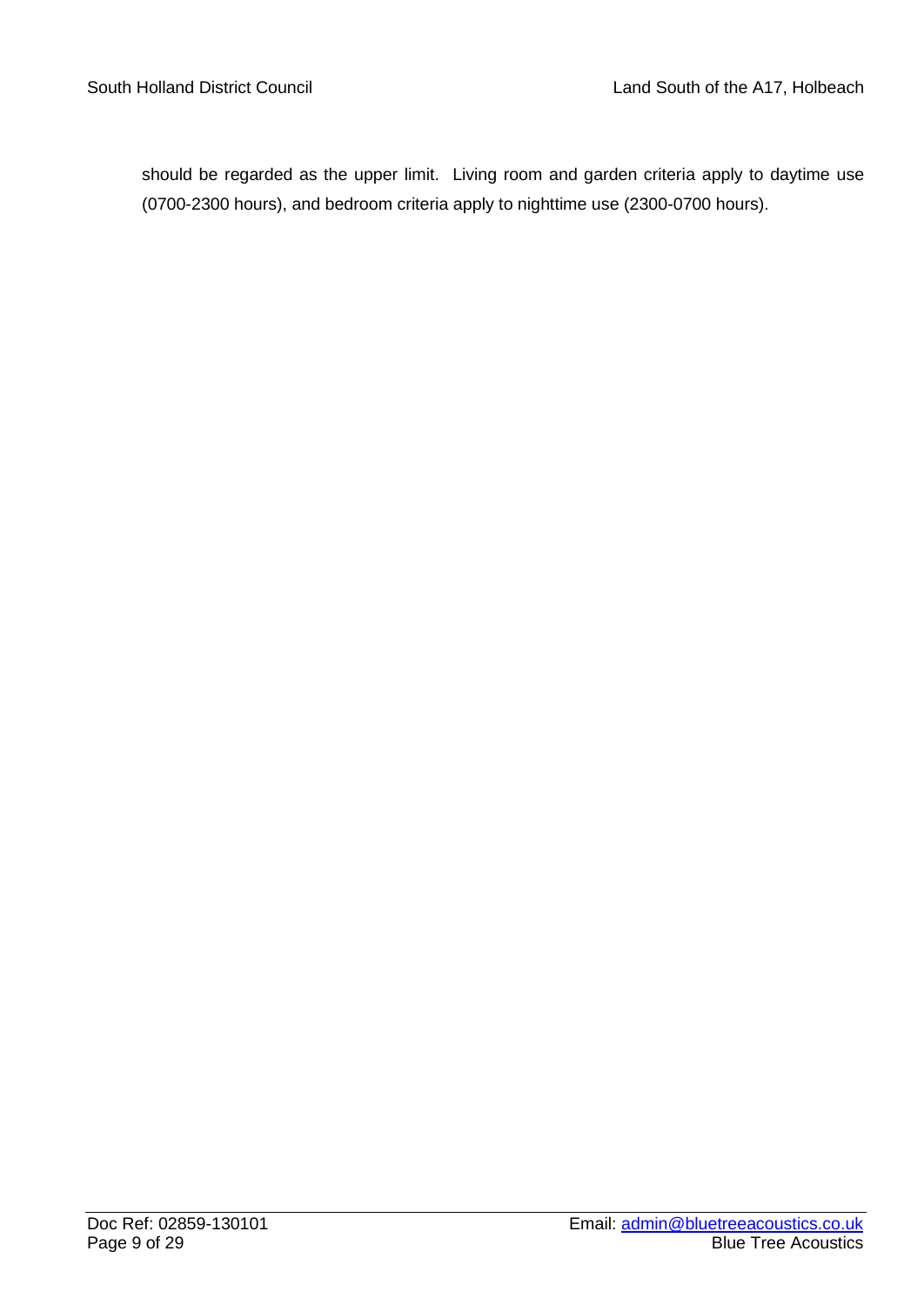should be regarded as the upper limit. Living room and garden criteria apply to daytime use (0700-2300 hours), and bedroom criteria apply to nighttime use (2300-0700 hours).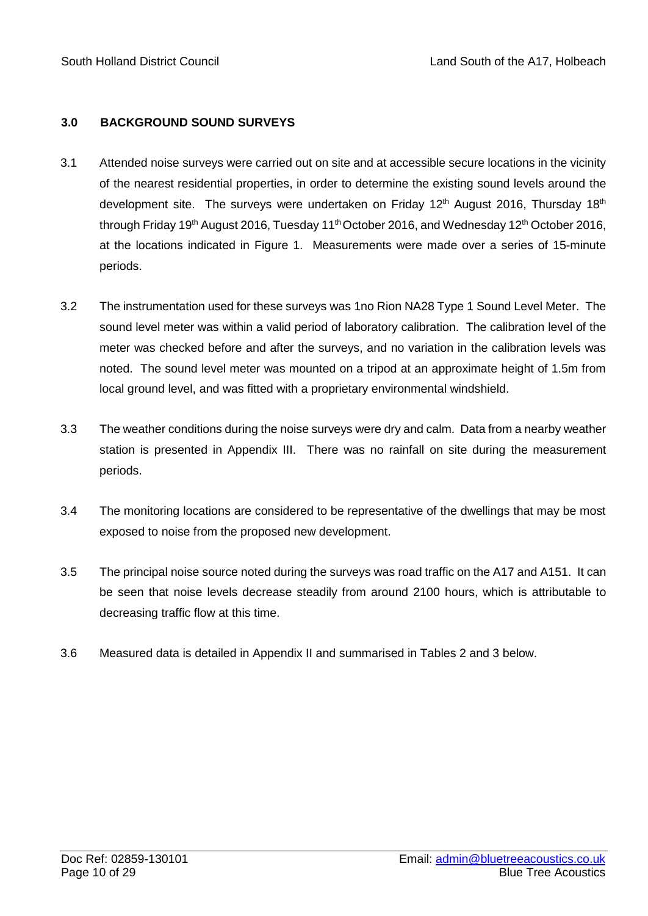## 3.0 BACKGROUND SOUND SURVEYS

3.1 Attended noise surveys were carried out on site and at accessible secure locations in the vicinity of the nearest residential properties, in order to determine the existing sound levels around the development site. The surveys were undertaken on Friday 12th August 2016, Thursday 18th through Friday 19th August 2016, Tuesday 11th October 2016, and Wednesday 12th October 2016, at the locations indicated in Figure 1. Measurements were made over a series of 15-minute periods.

3.2 The instrumentation used for these surveys was 1no Rion NA28 Type 1 Sound Level Meter. The sound level meter was within a valid period of laboratory calibration. The calibration level of the meter was checked before and after the surveys, and no variation in the calibration levels was noted. The sound level meter was mounted on a tripod at an approximate height of 1.5m from local ground level, and was fitted with a proprietary environmental windshield.

3.3 The weather conditions during the noise surveys were dry and calm. Data from a nearby weather station is presented in Appendix III. There was no rainfall on site during the measurement periods.

3.4 The monitoring locations are considered to be representative of the dwellings that may be most exposed to noise from the proposed new development.

3.5 The principal noise source noted during the surveys was road traffic on the A17 and A151. It can be seen that noise levels decrease steadily from around 2100 hours, which is attributable to decreasing traffic flow at this time.

3.6 Measured data is detailed in Appendix II and summarised in Tables 2 and 3 below.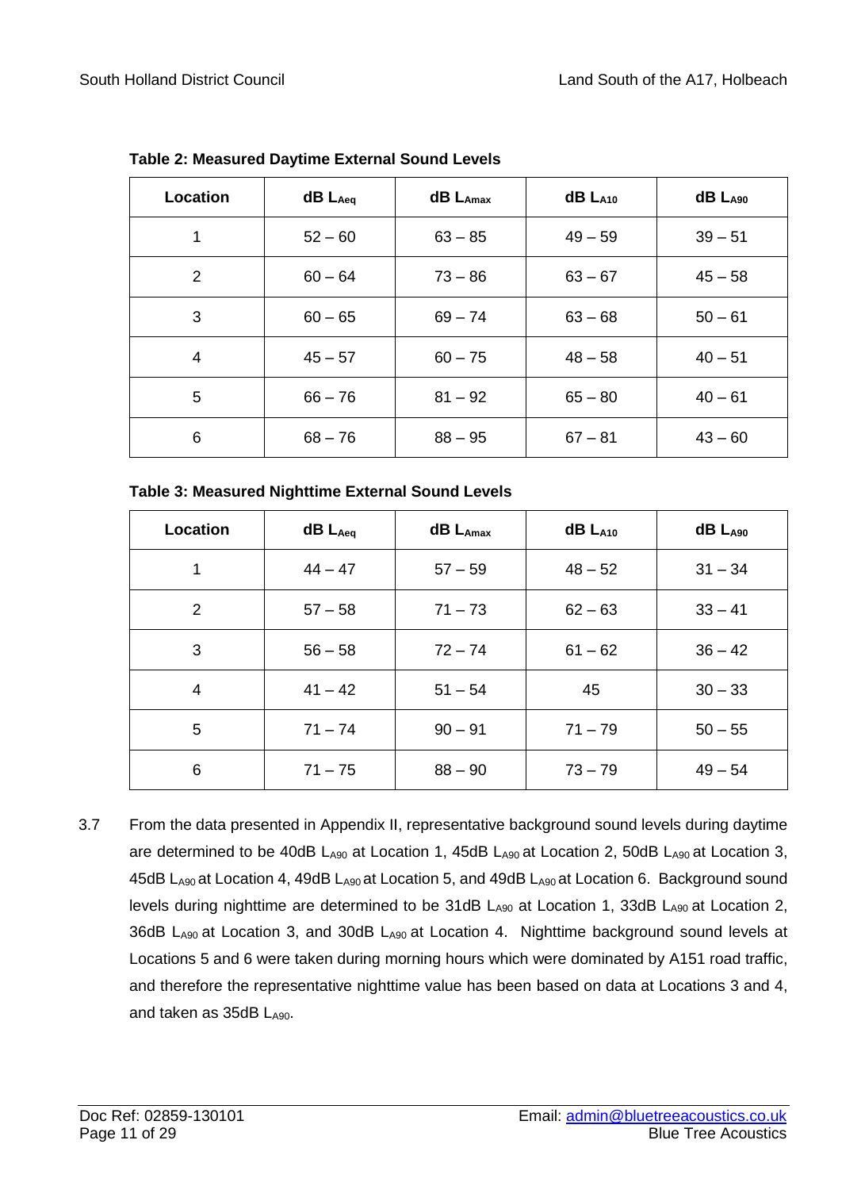**Table 2: Measured Daytime External Sound Levels**

| Location | dB $L_{Aeq}$ | dB $L_{Amax}$ | dB $L_{A10}$ | dB $L_{A90}$ |
|---|---|---|---|---|
| 1 | 52 – 60 | 63 – 85 | 49 – 59 | 39 – 51 |
| 2 | 60 – 64 | 73 – 86 | 63 – 67 | 45 – 58 |
| 3 | 60 – 65 | 69 – 74 | 63 – 68 | 50 – 61 |
| 4 | 45 – 57 | 60 – 75 | 48 – 58 | 40 – 51 |
| 5 | 66 – 76 | 81 – 92 | 65 – 80 | 40 – 61 |
| 6 | 68 – 76 | 88 – 95 | 67 – 81 | 43 – 60 |

**Table 3: Measured Nighttime External Sound Levels**

| Location | dB $L_{Aeq}$ | dB $L_{Amax}$ | dB $L_{A10}$ | dB $L_{A90}$ |
|---|---|---|---|---|
| 1 | 44 – 47 | 57 – 59 | 48 – 52 | 31 – 34 |
| 2 | 57 – 58 | 71 – 73 | 62 – 63 | 33 – 41 |
| 3 | 56 – 58 | 72 – 74 | 61 – 62 | 36 – 42 |
| 4 | 41 – 42 | 51 – 54 | 45 | 30 – 33 |
| 5 | 71 – 74 | 90 – 91 | 71 – 79 | 50 – 55 |
| 6 | 71 – 75 | 88 – 90 | 73 – 79 | 49 – 54 |

3.7 From the data presented in Appendix II, representative background sound levels during daytime are determined to be 40dB $L_{A90}$ at Location 1, 45dB $L_{A90}$ at Location 2, 50dB $L_{A90}$ at Location 3, 45dB $L_{A90}$ at Location 4, 49dB $L_{A90}$ at Location 5, and 49dB $L_{A90}$ at Location 6. Background sound levels during nighttime are determined to be 31dB $L_{A90}$ at Location 1, 33dB $L_{A90}$ at Location 2, 36dB $L_{A90}$ at Location 3, and 30dB $L_{A90}$ at Location 4. Nighttime background sound levels at Locations 5 and 6 were taken during morning hours which were dominated by A151 road traffic, and therefore the representative nighttime value has been based on data at Locations 3 and 4, and taken as 35dB $L_{A90}$.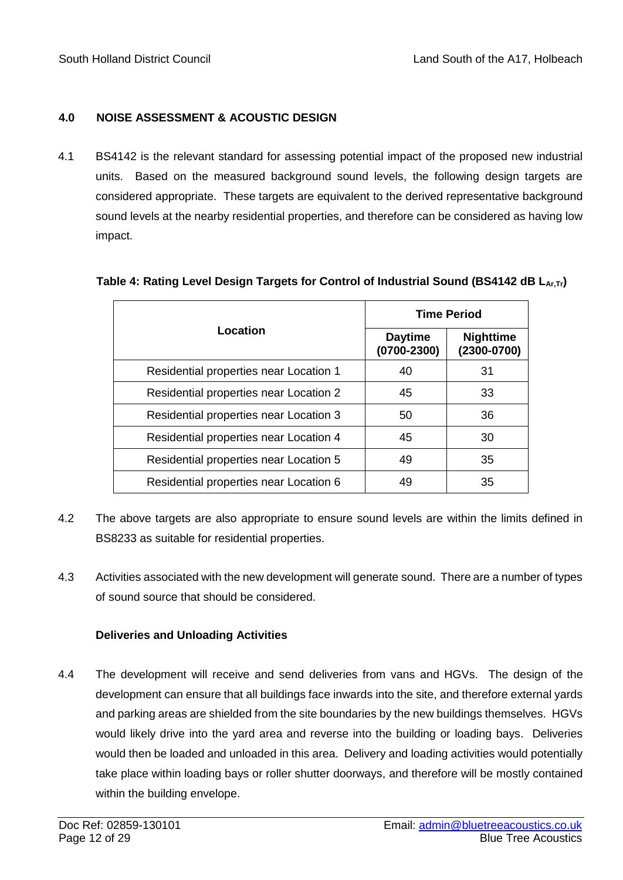## 4.0 NOISE ASSESSMENT & ACOUSTIC DESIGN

4.1 BS4142 is the relevant standard for assessing potential impact of the proposed new industrial units. Based on the measured background sound levels, the following design targets are considered appropriate. These targets are equivalent to the derived representative background sound levels at the nearby residential properties, and therefore can be considered as having low impact.

**Table 4: Rating Level Design Targets for Control of Industrial Sound (BS4142 dB $L_{Ar,Tr}$)**

| Location | Time Period | |
|---|---|---|
| | Daytime (0700-2300) | Nighttime (2300-0700) |
| Residential properties near Location 1 | 40 | 31 |
| Residential properties near Location 2 | 45 | 33 |
| Residential properties near Location 3 | 50 | 36 |
| Residential properties near Location 4 | 45 | 30 |
| Residential properties near Location 5 | 49 | 35 |
| Residential properties near Location 6 | 49 | 35 |

4.2 The above targets are also appropriate to ensure sound levels are within the limits defined in BS8233 as suitable for residential properties.

4.3 Activities associated with the new development will generate sound. There are a number of types of sound source that should be considered.

**Deliveries and Unloading Activities**

4.4 The development will receive and send deliveries from vans and HGVs. The design of the development can ensure that all buildings face inwards into the site, and therefore external yards and parking areas are shielded from the site boundaries by the new buildings themselves. HGVs would likely drive into the yard area and reverse into the building or loading bays. Deliveries would then be loaded and unloaded in this area. Delivery and loading activities would potentially take place within loading bays or roller shutter doorways, and therefore will be mostly contained within the building envelope.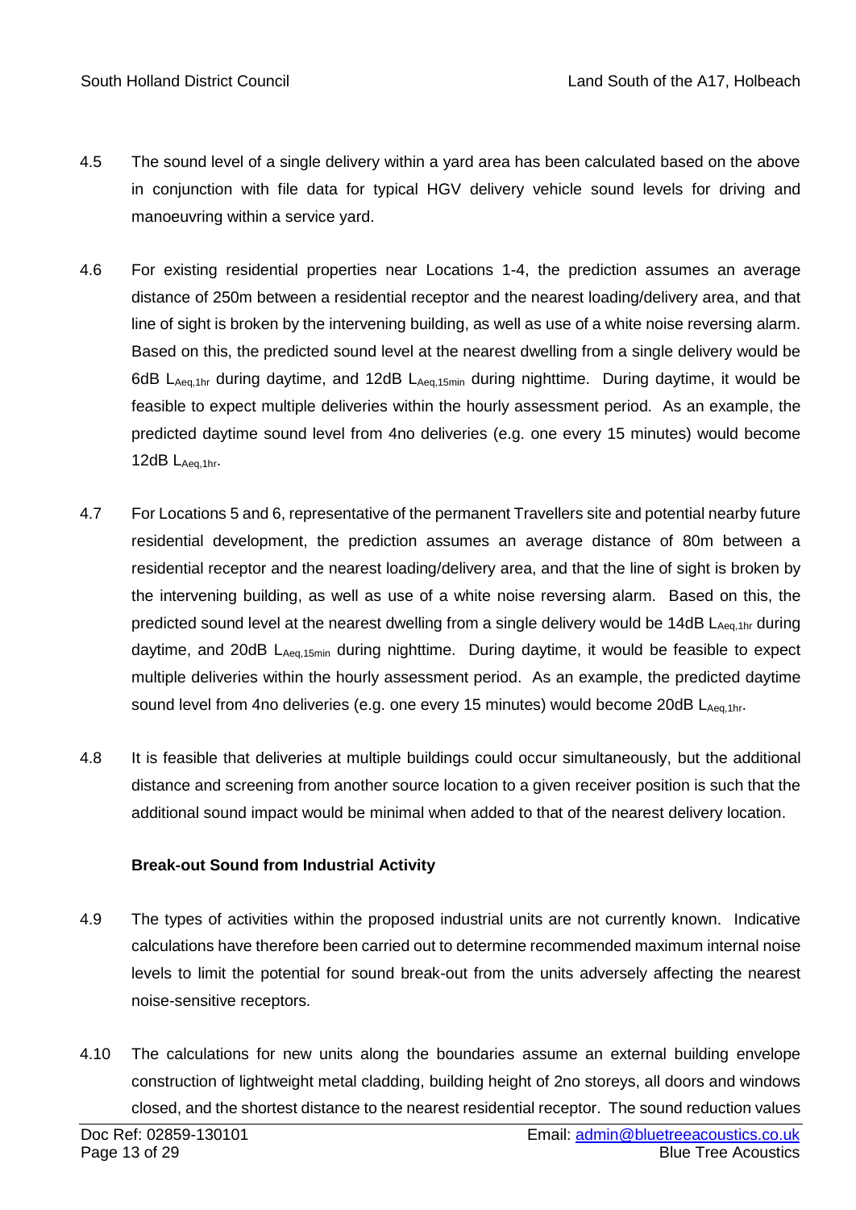4.5 The sound level of a single delivery within a yard area has been calculated based on the above in conjunction with file data for typical HGV delivery vehicle sound levels for driving and manoeuvring within a service yard.

4.6 For existing residential properties near Locations 1-4, the prediction assumes an average distance of 250m between a residential receptor and the nearest loading/delivery area, and that line of sight is broken by the intervening building, as well as use of a white noise reversing alarm. Based on this, the predicted sound level at the nearest dwelling from a single delivery would be 6dB $L_{Aeq,1hr}$ during daytime, and 12dB $L_{Aeq,15min}$ during nighttime. During daytime, it would be feasible to expect multiple deliveries within the hourly assessment period. As an example, the predicted daytime sound level from 4no deliveries (e.g. one every 15 minutes) would become 12dB $L_{Aeq,1hr}$.

4.7 For Locations 5 and 6, representative of the permanent Travellers site and potential nearby future residential development, the prediction assumes an average distance of 80m between a residential receptor and the nearest loading/delivery area, and that the line of sight is broken by the intervening building, as well as use of a white noise reversing alarm. Based on this, the predicted sound level at the nearest dwelling from a single delivery would be 14dB $L_{Aeq,1hr}$ during daytime, and 20dB $L_{Aeq,15min}$ during nighttime. During daytime, it would be feasible to expect multiple deliveries within the hourly assessment period. As an example, the predicted daytime sound level from 4no deliveries (e.g. one every 15 minutes) would become 20dB $L_{Aeq,1hr}$.

4.8 It is feasible that deliveries at multiple buildings could occur simultaneously, but the additional distance and screening from another source location to a given receiver position is such that the additional sound impact would be minimal when added to that of the nearest delivery location.

**Break-out Sound from Industrial Activity**

4.9 The types of activities within the proposed industrial units are not currently known. Indicative calculations have therefore been carried out to determine recommended maximum internal noise levels to limit the potential for sound break-out from the units adversely affecting the nearest noise-sensitive receptors.

4.10 The calculations for new units along the boundaries assume an external building envelope construction of lightweight metal cladding, building height of 2no storeys, all doors and windows closed, and the shortest distance to the nearest residential receptor. The sound reduction values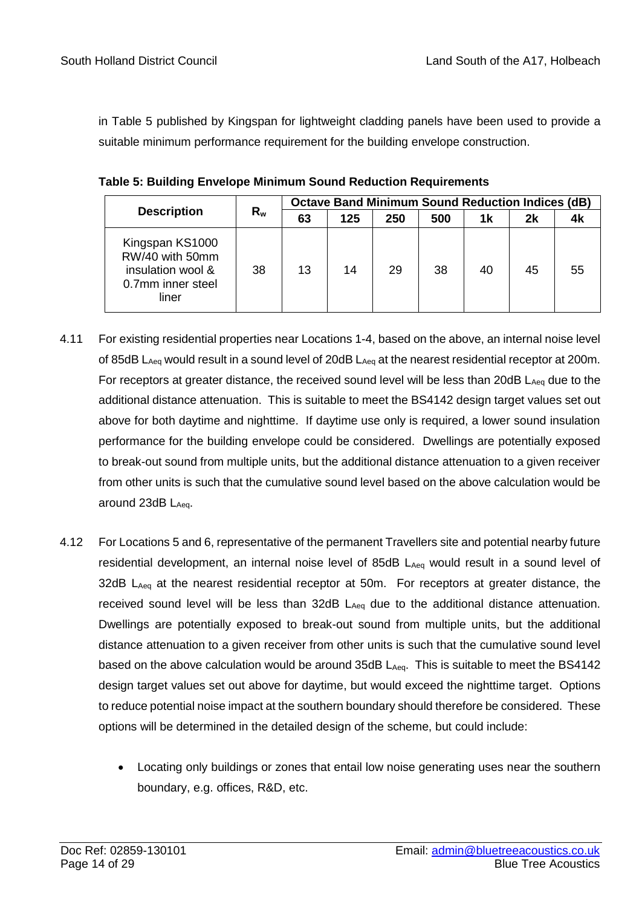in Table 5 published by Kingspan for lightweight cladding panels have been used to provide a suitable minimum performance requirement for the building envelope construction.

**Table 5: Building Envelope Minimum Sound Reduction Requirements**

| Description | $R_w$ | Octave Band Minimum Sound Reduction Indices (dB) | | | | | | |
|---|---|---|---|---|---|---|---|---|
| | | 63 | 125 | 250 | 500 | 1k | 2k | 4k |
| Kingspan KS1000 RW/40 with 50mm insulation wool & 0.7mm inner steel liner | 38 | 13 | 14 | 29 | 38 | 40 | 45 | 55 |

4.11 For existing residential properties near Locations 1-4, based on the above, an internal noise level of 85dB $L_{Aeq}$ would result in a sound level of 20dB $L_{Aeq}$ at the nearest residential receptor at 200m. For receptors at greater distance, the received sound level will be less than 20dB $L_{Aeq}$ due to the additional distance attenuation. This is suitable to meet the BS4142 design target values set out above for both daytime and nighttime. If daytime use only is required, a lower sound insulation performance for the building envelope could be considered. Dwellings are potentially exposed to break-out sound from multiple units, but the additional distance attenuation to a given receiver from other units is such that the cumulative sound level based on the above calculation would be around 23dB $L_{Aeq}$.

4.12 For Locations 5 and 6, representative of the permanent Travellers site and potential nearby future residential development, an internal noise level of 85dB $L_{Aeq}$ would result in a sound level of 32dB $L_{Aeq}$ at the nearest residential receptor at 50m. For receptors at greater distance, the received sound level will be less than 32dB $L_{Aeq}$ due to the additional distance attenuation. Dwellings are potentially exposed to break-out sound from multiple units, but the additional distance attenuation to a given receiver from other units is such that the cumulative sound level based on the above calculation would be around 35dB $L_{Aeq}$. This is suitable to meet the BS4142 design target values set out above for daytime, but would exceed the nighttime target. Options to reduce potential noise impact at the southern boundary should therefore be considered. These options will be determined in the detailed design of the scheme, but could include:

- Locating only buildings or zones that entail low noise generating uses near the southern boundary, e.g. offices, R&D, etc.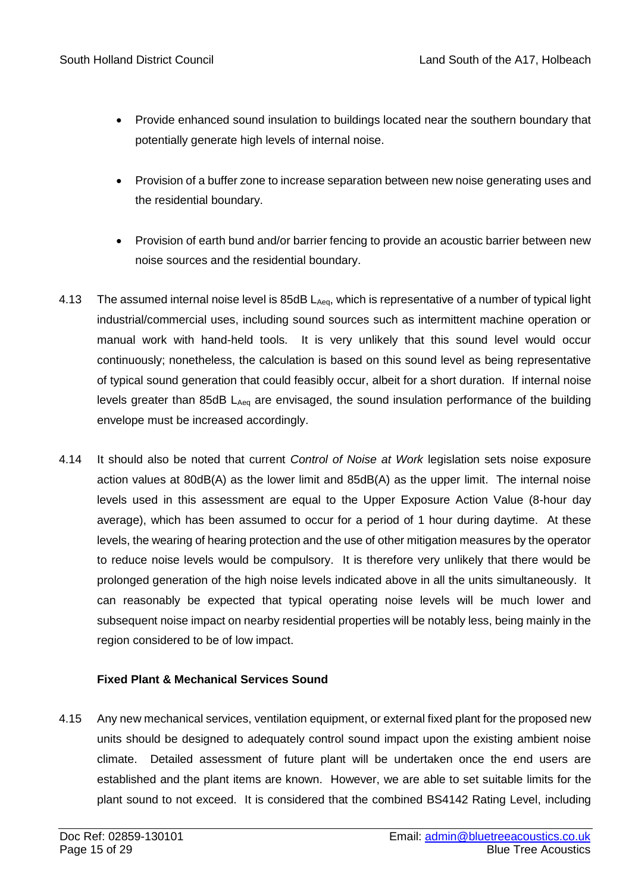- Provide enhanced sound insulation to buildings located near the southern boundary that potentially generate high levels of internal noise.

- Provision of a buffer zone to increase separation between new noise generating uses and the residential boundary.

- Provision of earth bund and/or barrier fencing to provide an acoustic barrier between new noise sources and the residential boundary.

4.13 The assumed internal noise level is 85dB $L_{Aeq}$, which is representative of a number of typical light industrial/commercial uses, including sound sources such as intermittent machine operation or manual work with hand-held tools. It is very unlikely that this sound level would occur continuously; nonetheless, the calculation is based on this sound level as being representative of typical sound generation that could feasibly occur, albeit for a short duration. If internal noise levels greater than 85dB $L_{Aeq}$ are envisaged, the sound insulation performance of the building envelope must be increased accordingly.

4.14 It should also be noted that current *Control of Noise at Work* legislation sets noise exposure action values at 80dB(A) as the lower limit and 85dB(A) as the upper limit. The internal noise levels used in this assessment are equal to the Upper Exposure Action Value (8-hour day average), which has been assumed to occur for a period of 1 hour during daytime. At these levels, the wearing of hearing protection and the use of other mitigation measures by the operator to reduce noise levels would be compulsory. It is therefore very unlikely that there would be prolonged generation of the high noise levels indicated above in all the units simultaneously. It can reasonably be expected that typical operating noise levels will be much lower and subsequent noise impact on nearby residential properties will be notably less, being mainly in the region considered to be of low impact.

**Fixed Plant & Mechanical Services Sound**

4.15 Any new mechanical services, ventilation equipment, or external fixed plant for the proposed new units should be designed to adequately control sound impact upon the existing ambient noise climate. Detailed assessment of future plant will be undertaken once the end users are established and the plant items are known. However, we are able to set suitable limits for the plant sound to not exceed. It is considered that the combined BS4142 Rating Level, including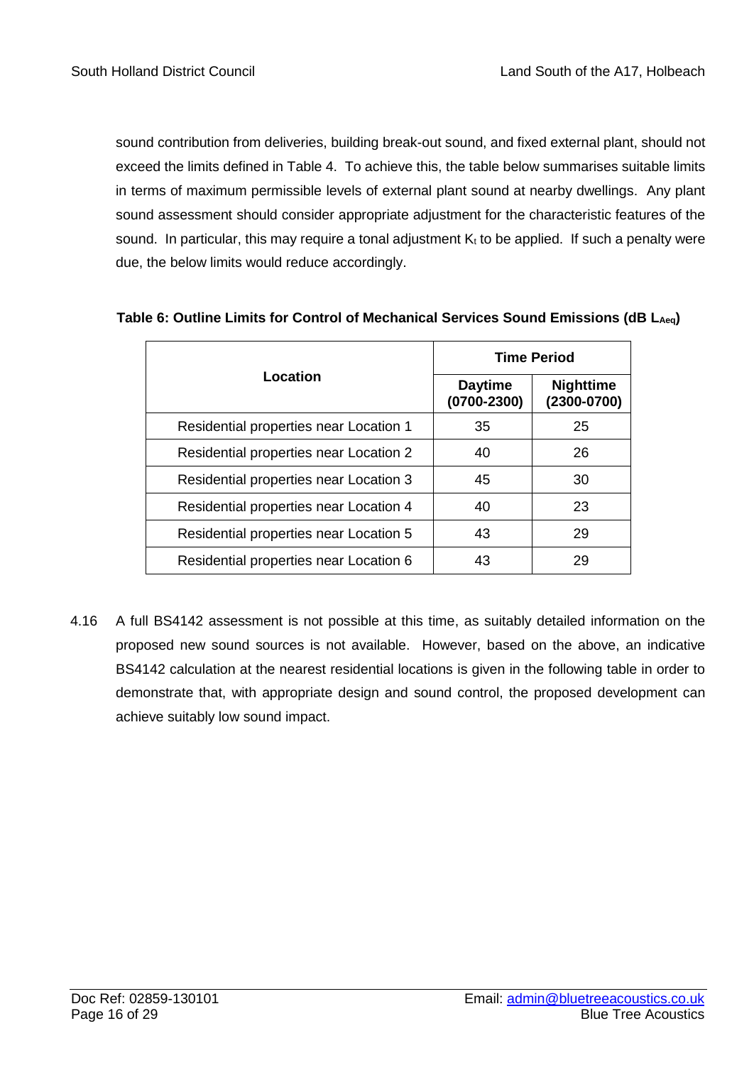sound contribution from deliveries, building break-out sound, and fixed external plant, should not exceed the limits defined in Table 4. To achieve this, the table below summarises suitable limits in terms of maximum permissible levels of external plant sound at nearby dwellings. Any plant sound assessment should consider appropriate adjustment for the characteristic features of the sound. In particular, this may require a tonal adjustment $K_t$ to be applied. If such a penalty were due, the below limits would reduce accordingly.

**Table 6: Outline Limits for Control of Mechanical Services Sound Emissions (dB $L_{Aeq}$)**

| Location | Time Period | |
|---|---|---|
| | **Daytime (0700-2300)** | **Nighttime (2300-0700)** |
| Residential properties near Location 1 | 35 | 25 |
| Residential properties near Location 2 | 40 | 26 |
| Residential properties near Location 3 | 45 | 30 |
| Residential properties near Location 4 | 40 | 23 |
| Residential properties near Location 5 | 43 | 29 |
| Residential properties near Location 6 | 43 | 29 |

4.16 A full BS4142 assessment is not possible at this time, as suitably detailed information on the proposed new sound sources is not available. However, based on the above, an indicative BS4142 calculation at the nearest residential locations is given in the following table in order to demonstrate that, with appropriate design and sound control, the proposed development can achieve suitably low sound impact.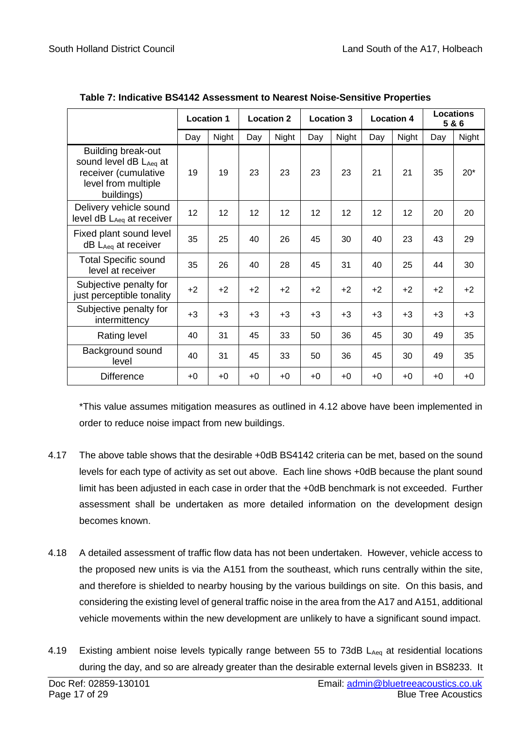**Table 7: Indicative BS4142 Assessment to Nearest Noise-Sensitive Properties**

| | Location 1 | | Location 2 | | Location 3 | | Location 4 | | Locations 5 & 6 | |
|---|---|---|---|---|---|---|---|---|---|---|
| | Day | Night | Day | Night | Day | Night | Day | Night | Day | Night |
| Building break-out sound level dB $L_{Aeq}$ at receiver (cumulative level from multiple buildings) | 19 | 19 | 23 | 23 | 23 | 23 | 21 | 21 | 35 | 20* |
| Delivery vehicle sound level dB $L_{Aeq}$ at receiver | 12 | 12 | 12 | 12 | 12 | 12 | 12 | 12 | 20 | 20 |
| Fixed plant sound level dB $L_{Aeq}$ at receiver | 35 | 25 | 40 | 26 | 45 | 30 | 40 | 23 | 43 | 29 |
| Total Specific sound level at receiver | 35 | 26 | 40 | 28 | 45 | 31 | 40 | 25 | 44 | 30 |
| Subjective penalty for just perceptible tonality | +2 | +2 | +2 | +2 | +2 | +2 | +2 | +2 | +2 | +2 |
| Subjective penalty for intermittency | +3 | +3 | +3 | +3 | +3 | +3 | +3 | +3 | +3 | +3 |
| Rating level | 40 | 31 | 45 | 33 | 50 | 36 | 45 | 30 | 49 | 35 |
| Background sound level | 40 | 31 | 45 | 33 | 50 | 36 | 45 | 30 | 49 | 35 |
| Difference | +0 | +0 | +0 | +0 | +0 | +0 | +0 | +0 | +0 | +0 |

*This value assumes mitigation measures as outlined in 4.12 above have been implemented in order to reduce noise impact from new buildings.

4.17 The above table shows that the desirable +0dB BS4142 criteria can be met, based on the sound levels for each type of activity as set out above. Each line shows +0dB because the plant sound limit has been adjusted in each case in order that the +0dB benchmark is not exceeded. Further assessment shall be undertaken as more detailed information on the development design becomes known.

4.18 A detailed assessment of traffic flow data has not been undertaken. However, vehicle access to the proposed new units is via the A151 from the southeast, which runs centrally within the site, and therefore is shielded to nearby housing by the various buildings on site. On this basis, and considering the existing level of general traffic noise in the area from the A17 and A151, additional vehicle movements within the new development are unlikely to have a significant sound impact.

4.19 Existing ambient noise levels typically range between 55 to 73dB $L_{Aeq}$ at residential locations during the day, and so are already greater than the desirable external levels given in BS8233. It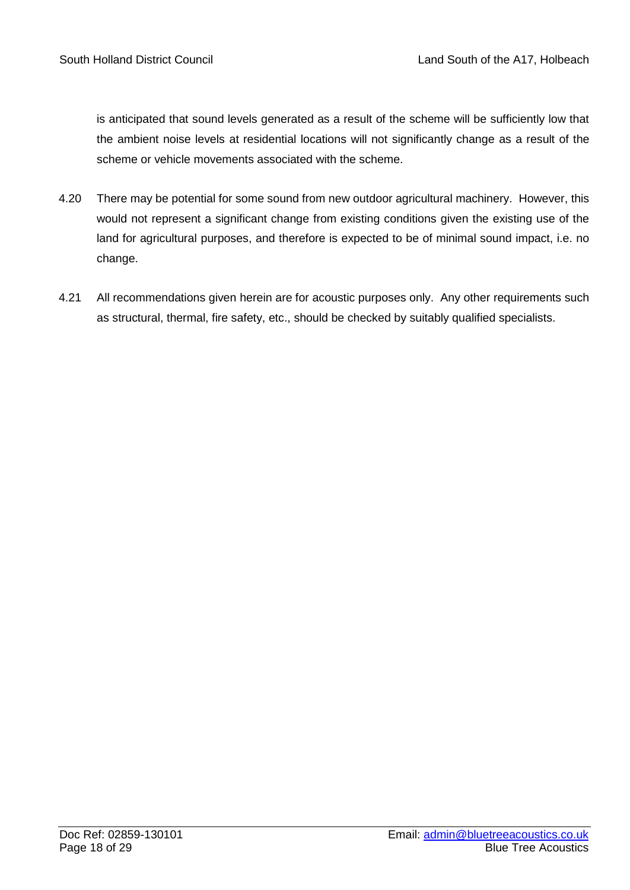is anticipated that sound levels generated as a result of the scheme will be sufficiently low that the ambient noise levels at residential locations will not significantly change as a result of the scheme or vehicle movements associated with the scheme.

4.20 There may be potential for some sound from new outdoor agricultural machinery. However, this would not represent a significant change from existing conditions given the existing use of the land for agricultural purposes, and therefore is expected to be of minimal sound impact, i.e. no change.

4.21 All recommendations given herein are for acoustic purposes only. Any other requirements such as structural, thermal, fire safety, etc., should be checked by suitably qualified specialists.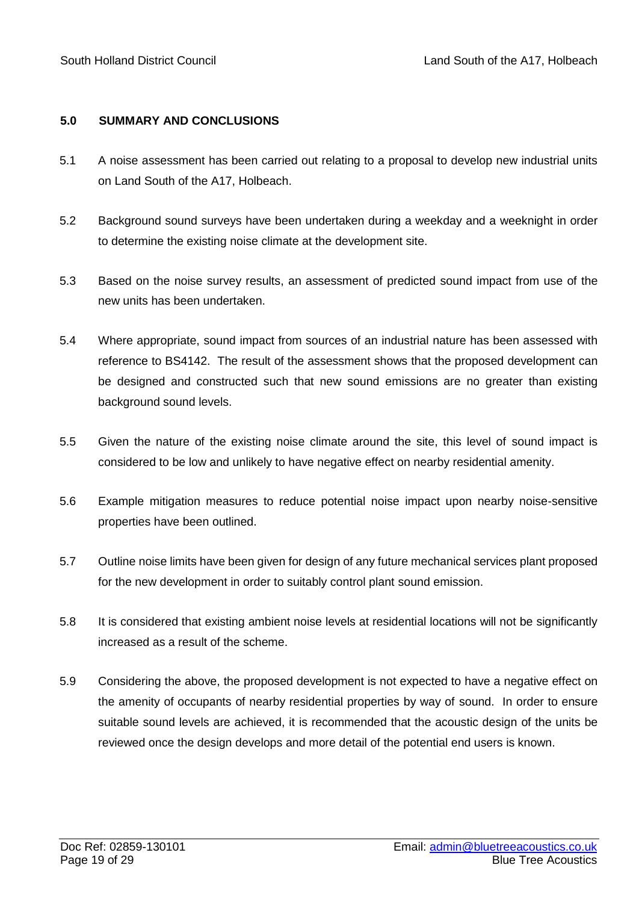## 5.0 SUMMARY AND CONCLUSIONS

5.1 A noise assessment has been carried out relating to a proposal to develop new industrial units on Land South of the A17, Holbeach.

5.2 Background sound surveys have been undertaken during a weekday and a weeknight in order to determine the existing noise climate at the development site.

5.3 Based on the noise survey results, an assessment of predicted sound impact from use of the new units has been undertaken.

5.4 Where appropriate, sound impact from sources of an industrial nature has been assessed with reference to BS4142. The result of the assessment shows that the proposed development can be designed and constructed such that new sound emissions are no greater than existing background sound levels.

5.5 Given the nature of the existing noise climate around the site, this level of sound impact is considered to be low and unlikely to have negative effect on nearby residential amenity.

5.6 Example mitigation measures to reduce potential noise impact upon nearby noise-sensitive properties have been outlined.

5.7 Outline noise limits have been given for design of any future mechanical services plant proposed for the new development in order to suitably control plant sound emission.

5.8 It is considered that existing ambient noise levels at residential locations will not be significantly increased as a result of the scheme.

5.9 Considering the above, the proposed development is not expected to have a negative effect on the amenity of occupants of nearby residential properties by way of sound. In order to ensure suitable sound levels are achieved, it is recommended that the acoustic design of the units be reviewed once the design develops and more detail of the potential end users is known.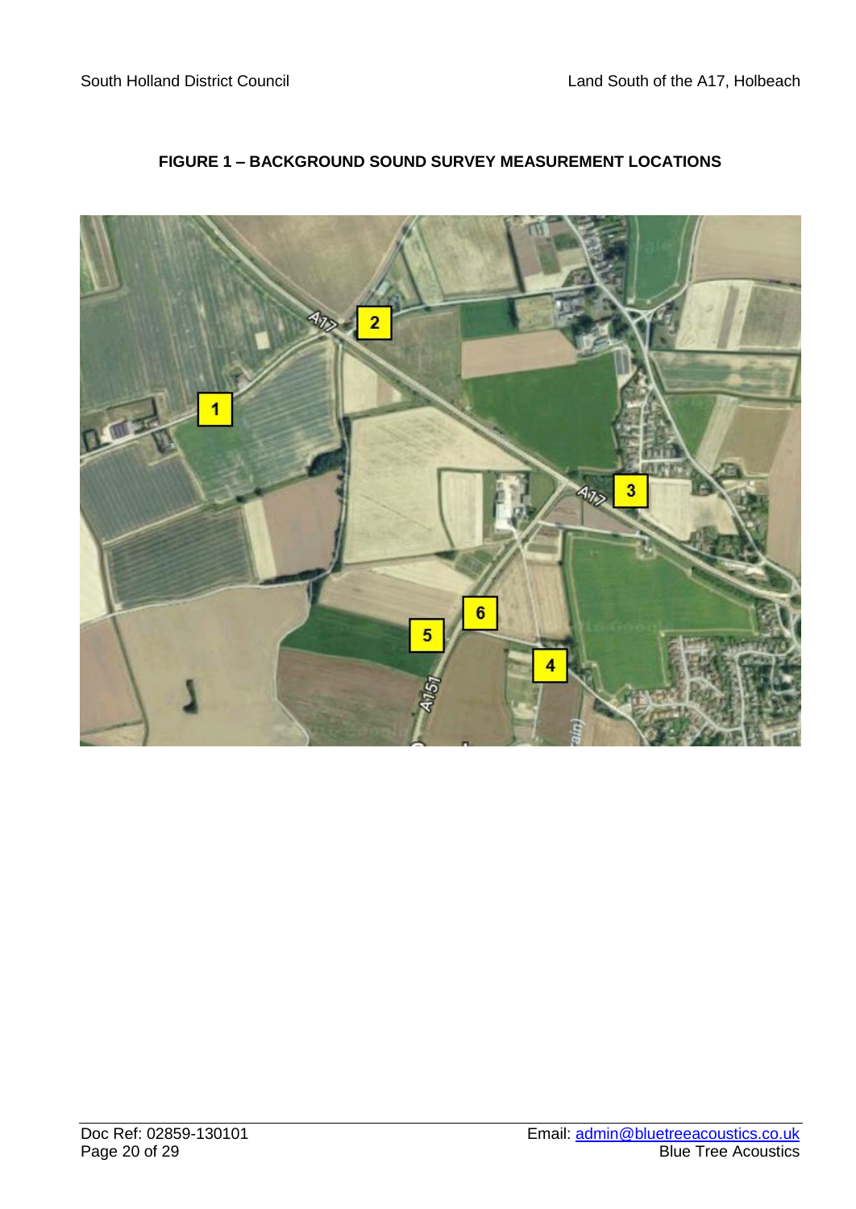**FIGURE 1 – BACKGROUND SOUND SURVEY MEASUREMENT LOCATIONS**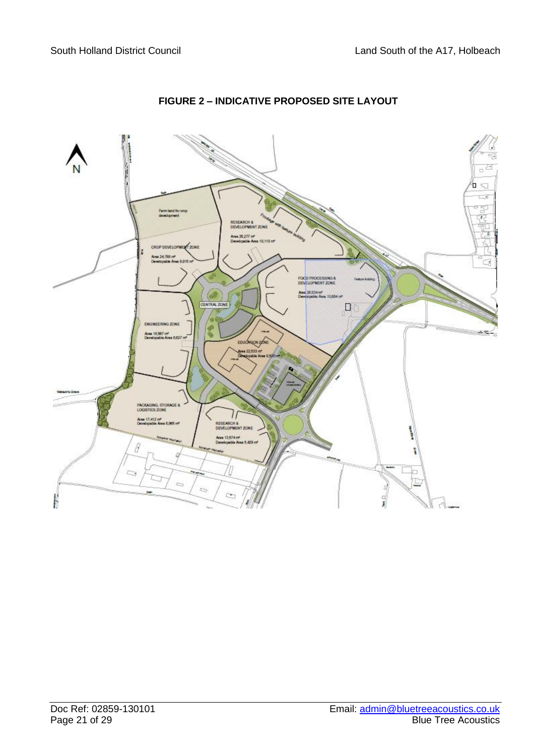**FIGURE 2 – INDICATIVE PROPOSED SITE LAYOUT**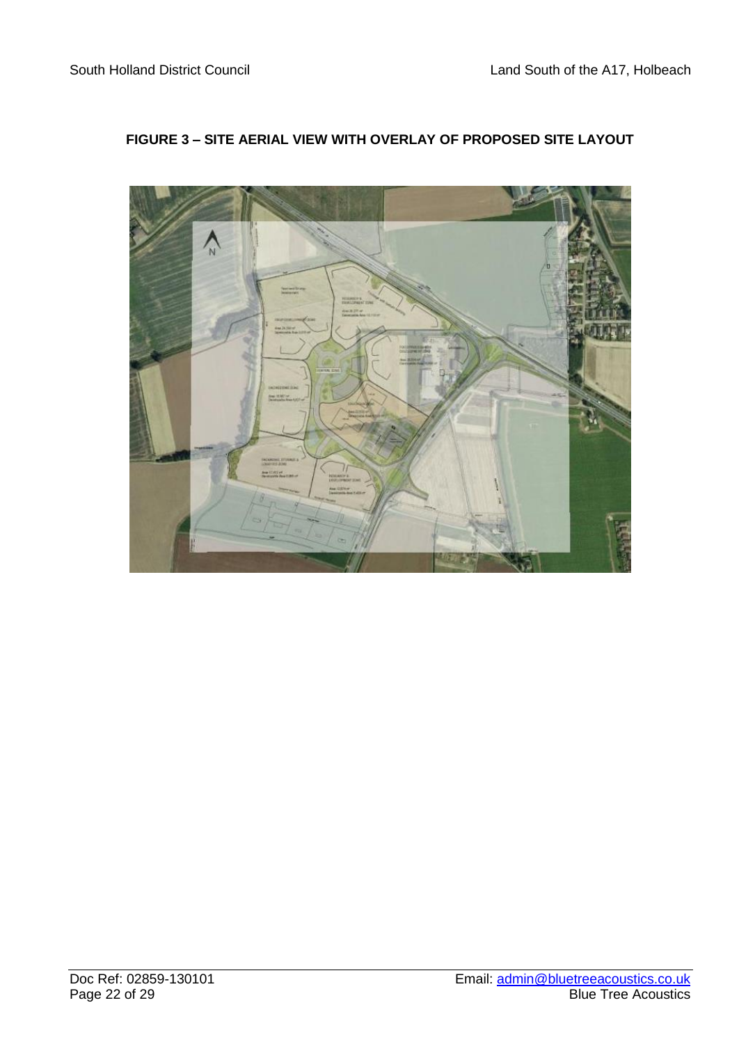**FIGURE 3 – SITE AERIAL VIEW WITH OVERLAY OF PROPOSED SITE LAYOUT**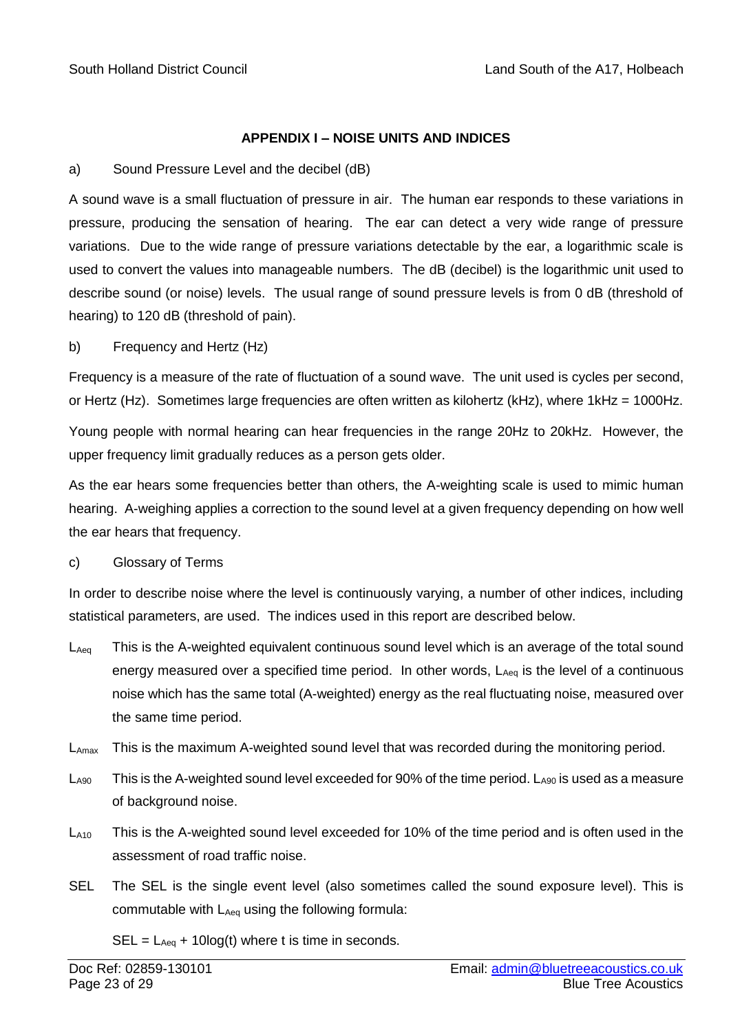## APPENDIX I – NOISE UNITS AND INDICES

a) Sound Pressure Level and the decibel (dB)

A sound wave is a small fluctuation of pressure in air. The human ear responds to these variations in pressure, producing the sensation of hearing. The ear can detect a very wide range of pressure variations. Due to the wide range of pressure variations detectable by the ear, a logarithmic scale is used to convert the values into manageable numbers. The dB (decibel) is the logarithmic unit used to describe sound (or noise) levels. The usual range of sound pressure levels is from 0 dB (threshold of hearing) to 120 dB (threshold of pain).

b) Frequency and Hertz (Hz)

Frequency is a measure of the rate of fluctuation of a sound wave. The unit used is cycles per second, or Hertz (Hz). Sometimes large frequencies are often written as kilohertz (kHz), where 1kHz = 1000Hz.

Young people with normal hearing can hear frequencies in the range 20Hz to 20kHz. However, the upper frequency limit gradually reduces as a person gets older.

As the ear hears some frequencies better than others, the A-weighting scale is used to mimic human hearing. A-weighing applies a correction to the sound level at a given frequency depending on how well the ear hears that frequency.

c) Glossary of Terms

In order to describe noise where the level is continuously varying, a number of other indices, including statistical parameters, are used. The indices used in this report are described below.

$L_{Aeq}$ This is the A-weighted equivalent continuous sound level which is an average of the total sound energy measured over a specified time period. In other words, $L_{Aeq}$ is the level of a continuous noise which has the same total (A-weighted) energy as the real fluctuating noise, measured over the same time period.

$L_{Amax}$ This is the maximum A-weighted sound level that was recorded during the monitoring period.

$L_{A90}$ This is the A-weighted sound level exceeded for 90% of the time period. $L_{A90}$ is used as a measure of background noise.

$L_{A10}$ This is the A-weighted sound level exceeded for 10% of the time period and is often used in the assessment of road traffic noise.

SEL The SEL is the single event level (also sometimes called the sound exposure level). This is commutable with $L_{Aeq}$ using the following formula:

$SEL = L_{Aeq} + 10\log(t)$ where t is time in seconds.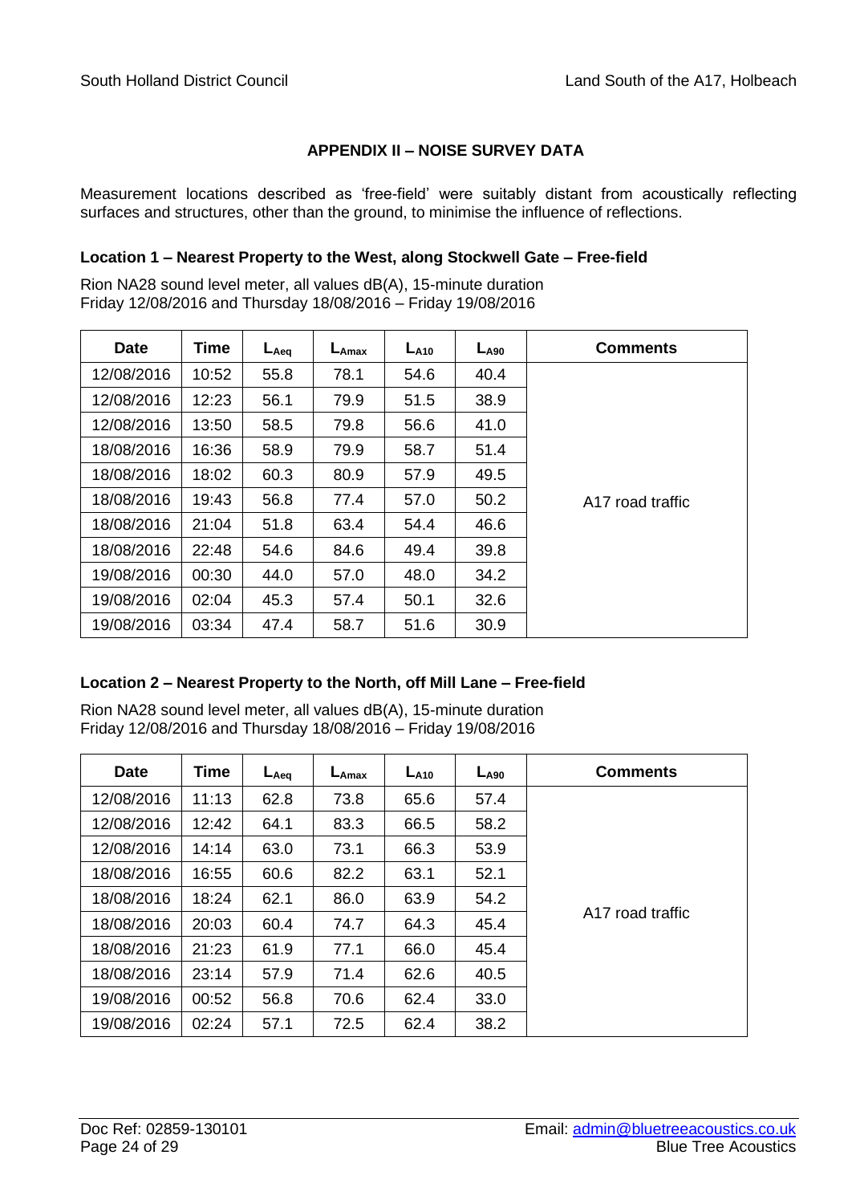## APPENDIX II – NOISE SURVEY DATA

Measurement locations described as 'free-field' were suitably distant from acoustically reflecting surfaces and structures, other than the ground, to minimise the influence of reflections.

### Location 1 – Nearest Property to the West, along Stockwell Gate – Free-field

Rion NA28 sound level meter, all values dB(A), 15-minute duration
Friday 12/08/2016 and Thursday 18/08/2016 – Friday 19/08/2016

| Date | Time | $L_{Aeq}$ | $L_{Amax}$ | $L_{A10}$ | $L_{A90}$ | Comments |
|---|---|---|---|---|---|---|
| 12/08/2016 | 10:52 | 55.8 | 78.1 | 54.6 | 40.4 | A17 road traffic |
| 12/08/2016 | 12:23 | 56.1 | 79.9 | 51.5 | 38.9 | |
| 12/08/2016 | 13:50 | 58.5 | 79.8 | 56.6 | 41.0 | |
| 18/08/2016 | 16:36 | 58.9 | 79.9 | 58.7 | 51.4 | |
| 18/08/2016 | 18:02 | 60.3 | 80.9 | 57.9 | 49.5 | |
| 18/08/2016 | 19:43 | 56.8 | 77.4 | 57.0 | 50.2 | |
| 18/08/2016 | 21:04 | 51.8 | 63.4 | 54.4 | 46.6 | |
| 18/08/2016 | 22:48 | 54.6 | 84.6 | 49.4 | 39.8 | |
| 19/08/2016 | 00:30 | 44.0 | 57.0 | 48.0 | 34.2 | |
| 19/08/2016 | 02:04 | 45.3 | 57.4 | 50.1 | 32.6 | |
| 19/08/2016 | 03:34 | 47.4 | 58.7 | 51.6 | 30.9 | |

### Location 2 – Nearest Property to the North, off Mill Lane – Free-field

Rion NA28 sound level meter, all values dB(A), 15-minute duration
Friday 12/08/2016 and Thursday 18/08/2016 – Friday 19/08/2016

| Date | Time | $L_{Aeq}$ | $L_{Amax}$ | $L_{A10}$ | $L_{A90}$ | Comments |
|---|---|---|---|---|---|---|
| 12/08/2016 | 11:13 | 62.8 | 73.8 | 65.6 | 57.4 | A17 road traffic |
| 12/08/2016 | 12:42 | 64.1 | 83.3 | 66.5 | 58.2 | |
| 12/08/2016 | 14:14 | 63.0 | 73.1 | 66.3 | 53.9 | |
| 18/08/2016 | 16:55 | 60.6 | 82.2 | 63.1 | 52.1 | |
| 18/08/2016 | 18:24 | 62.1 | 86.0 | 63.9 | 54.2 | |
| 18/08/2016 | 20:03 | 60.4 | 74.7 | 64.3 | 45.4 | |
| 18/08/2016 | 21:23 | 61.9 | 77.1 | 66.0 | 45.4 | |
| 18/08/2016 | 23:14 | 57.9 | 71.4 | 62.6 | 40.5 | |
| 19/08/2016 | 00:52 | 56.8 | 70.6 | 62.4 | 33.0 | |
| 19/08/2016 | 02:24 | 57.1 | 72.5 | 62.4 | 38.2 | |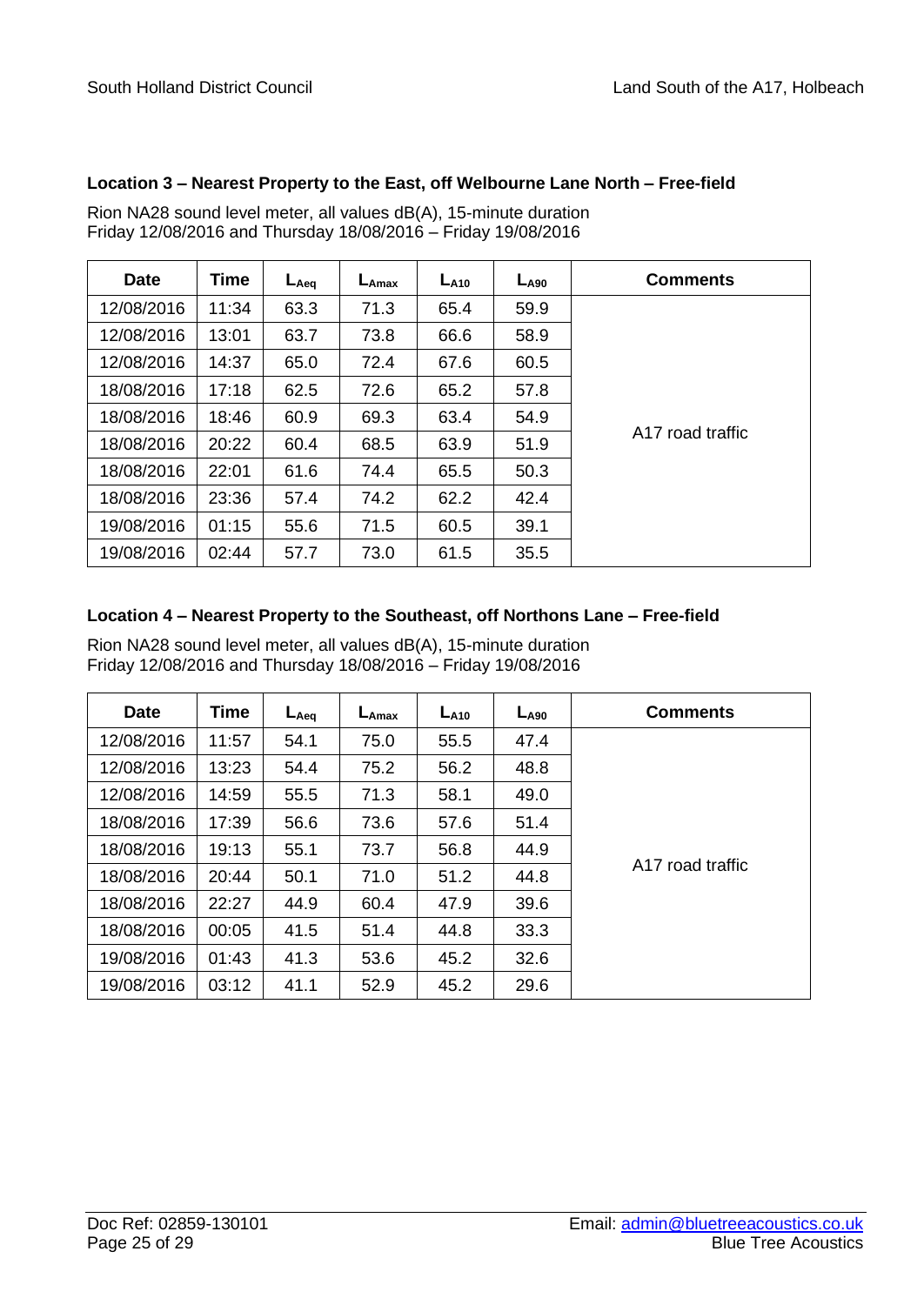#### Location 3 – Nearest Property to the East, off Welbourne Lane North – Free-field

Rion NA28 sound level meter, all values dB(A), 15-minute duration
Friday 12/08/2016 and Thursday 18/08/2016 – Friday 19/08/2016

| Date | Time | $L_{Aeq}$ | $L_{Amax}$ | $L_{A10}$ | $L_{A90}$ | Comments |
|---|---|---|---|---|---|---|
| 12/08/2016 | 11:34 | 63.3 | 71.3 | 65.4 | 59.9 | A17 road traffic |
| 12/08/2016 | 13:01 | 63.7 | 73.8 | 66.6 | 58.9 | |
| 12/08/2016 | 14:37 | 65.0 | 72.4 | 67.6 | 60.5 | |
| 18/08/2016 | 17:18 | 62.5 | 72.6 | 65.2 | 57.8 | |
| 18/08/2016 | 18:46 | 60.9 | 69.3 | 63.4 | 54.9 | |
| 18/08/2016 | 20:22 | 60.4 | 68.5 | 63.9 | 51.9 | |
| 18/08/2016 | 22:01 | 61.6 | 74.4 | 65.5 | 50.3 | |
| 18/08/2016 | 23:36 | 57.4 | 74.2 | 62.2 | 42.4 | |
| 19/08/2016 | 01:15 | 55.6 | 71.5 | 60.5 | 39.1 | |
| 19/08/2016 | 02:44 | 57.7 | 73.0 | 61.5 | 35.5 | |

#### Location 4 – Nearest Property to the Southeast, off Northons Lane – Free-field

Rion NA28 sound level meter, all values dB(A), 15-minute duration
Friday 12/08/2016 and Thursday 18/08/2016 – Friday 19/08/2016

| Date | Time | $L_{Aeq}$ | $L_{Amax}$ | $L_{A10}$ | $L_{A90}$ | Comments |
|---|---|---|---|---|---|---|
| 12/08/2016 | 11:57 | 54.1 | 75.0 | 55.5 | 47.4 | A17 road traffic |
| 12/08/2016 | 13:23 | 54.4 | 75.2 | 56.2 | 48.8 | |
| 12/08/2016 | 14:59 | 55.5 | 71.3 | 58.1 | 49.0 | |
| 18/08/2016 | 17:39 | 56.6 | 73.6 | 57.6 | 51.4 | |
| 18/08/2016 | 19:13 | 55.1 | 73.7 | 56.8 | 44.9 | |
| 18/08/2016 | 20:44 | 50.1 | 71.0 | 51.2 | 44.8 | |
| 18/08/2016 | 22:27 | 44.9 | 60.4 | 47.9 | 39.6 | |
| 18/08/2016 | 00:05 | 41.5 | 51.4 | 44.8 | 33.3 | |
| 19/08/2016 | 01:43 | 41.3 | 53.6 | 45.2 | 32.6 | |
| 19/08/2016 | 03:12 | 41.1 | 52.9 | 45.2 | 29.6 | |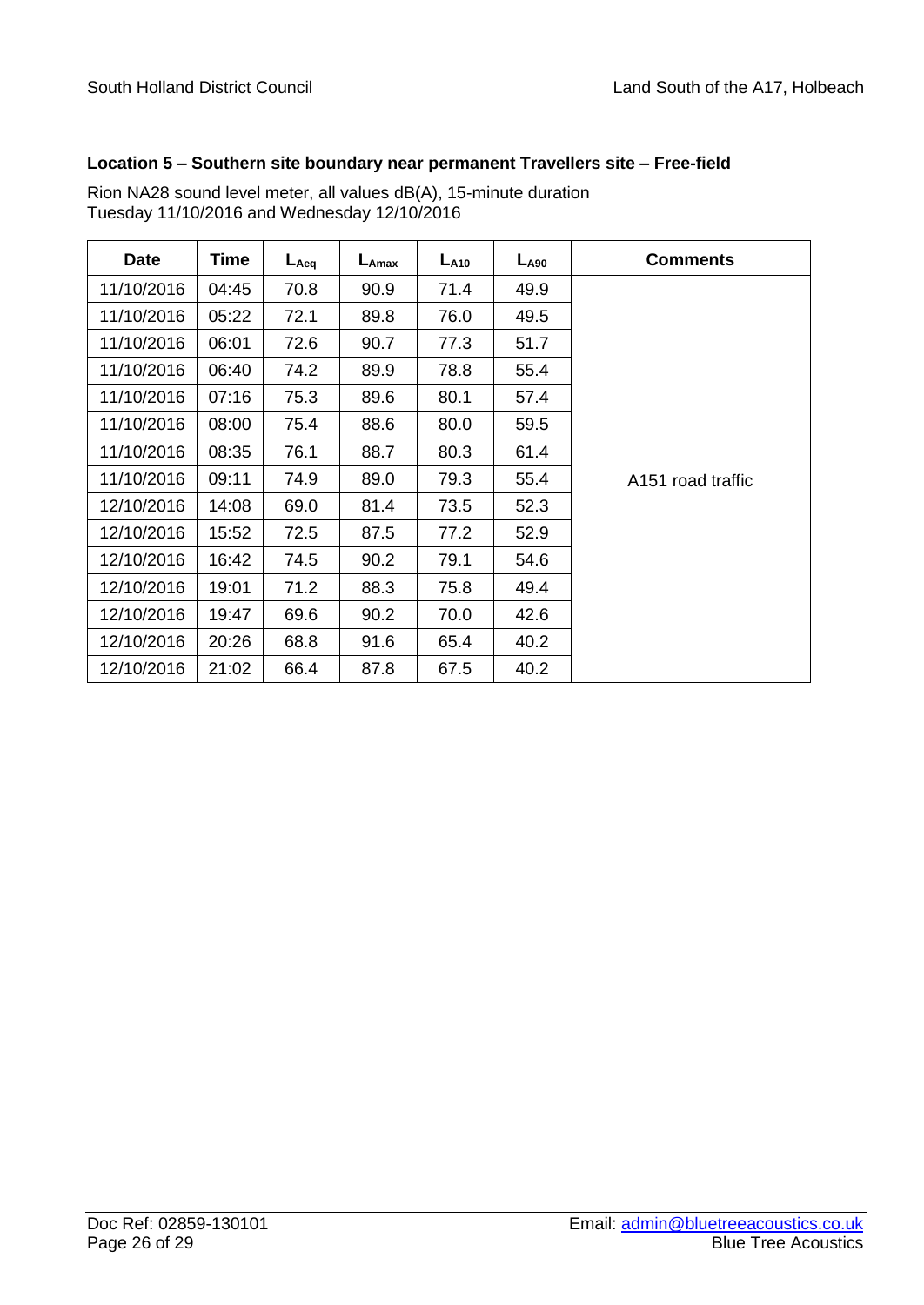### Location 5 – Southern site boundary near permanent Travellers site – Free-field

Rion NA28 sound level meter, all values dB(A), 15-minute duration
Tuesday 11/10/2016 and Wednesday 12/10/2016

| Date | Time | $L_{Aeq}$ | $L_{Amax}$ | $L_{A10}$ | $L_{A90}$ | Comments |
|---|---|---|---|---|---|---|
| 11/10/2016 | 04:45 | 70.8 | 90.9 | 71.4 | 49.9 | A151 road traffic |
| 11/10/2016 | 05:22 | 72.1 | 89.8 | 76.0 | 49.5 | |
| 11/10/2016 | 06:01 | 72.6 | 90.7 | 77.3 | 51.7 | |
| 11/10/2016 | 06:40 | 74.2 | 89.9 | 78.8 | 55.4 | |
| 11/10/2016 | 07:16 | 75.3 | 89.6 | 80.1 | 57.4 | |
| 11/10/2016 | 08:00 | 75.4 | 88.6 | 80.0 | 59.5 | |
| 11/10/2016 | 08:35 | 76.1 | 88.7 | 80.3 | 61.4 | |
| 11/10/2016 | 09:11 | 74.9 | 89.0 | 79.3 | 55.4 | |
| 12/10/2016 | 14:08 | 69.0 | 81.4 | 73.5 | 52.3 | |
| 12/10/2016 | 15:52 | 72.5 | 87.5 | 77.2 | 52.9 | |
| 12/10/2016 | 16:42 | 74.5 | 90.2 | 79.1 | 54.6 | |
| 12/10/2016 | 19:01 | 71.2 | 88.3 | 75.8 | 49.4 | |
| 12/10/2016 | 19:47 | 69.6 | 90.2 | 70.0 | 42.6 | |
| 12/10/2016 | 20:26 | 68.8 | 91.6 | 65.4 | 40.2 | |
| 12/10/2016 | 21:02 | 66.4 | 87.8 | 67.5 | 40.2 | |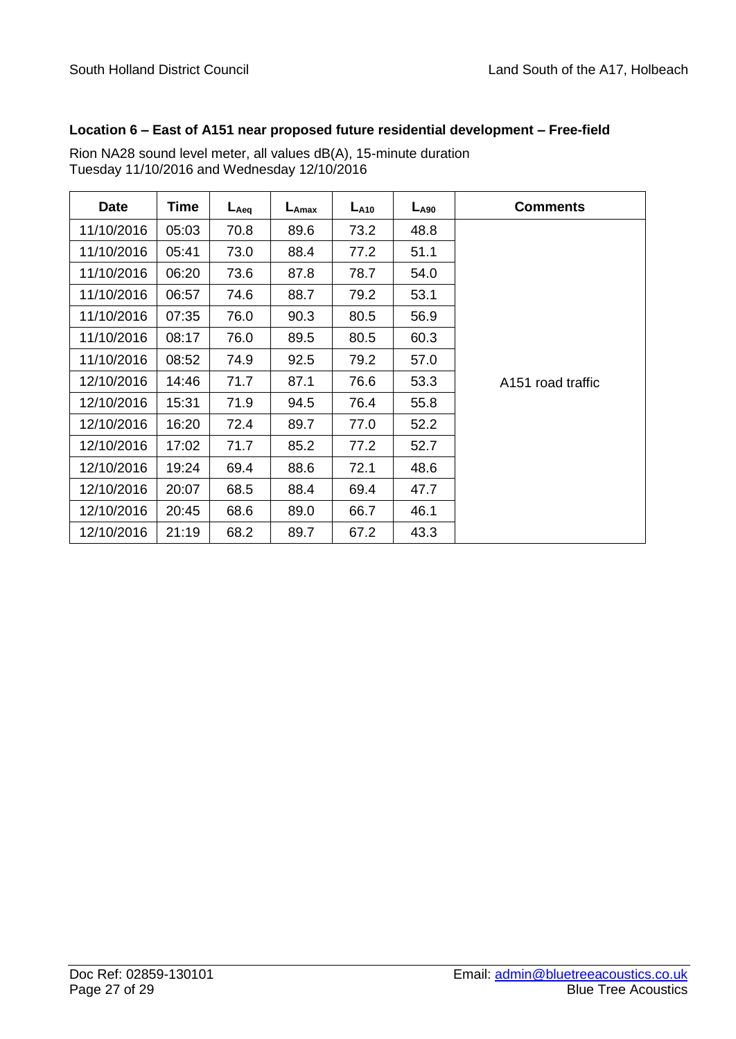### Location 6 – East of A151 near proposed future residential development – Free-field

Rion NA28 sound level meter, all values dB(A), 15-minute duration
Tuesday 11/10/2016 and Wednesday 12/10/2016

| Date | Time | $L_{Aeq}$ | $L_{Amax}$ | $L_{A10}$ | $L_{A90}$ | Comments |
|---|---|---|---|---|---|---|
| 11/10/2016 | 05:03 | 70.8 | 89.6 | 73.2 | 48.8 | A151 road traffic |
| 11/10/2016 | 05:41 | 73.0 | 88.4 | 77.2 | 51.1 | |
| 11/10/2016 | 06:20 | 73.6 | 87.8 | 78.7 | 54.0 | |
| 11/10/2016 | 06:57 | 74.6 | 88.7 | 79.2 | 53.1 | |
| 11/10/2016 | 07:35 | 76.0 | 90.3 | 80.5 | 56.9 | |
| 11/10/2016 | 08:17 | 76.0 | 89.5 | 80.5 | 60.3 | |
| 11/10/2016 | 08:52 | 74.9 | 92.5 | 79.2 | 57.0 | |
| 12/10/2016 | 14:46 | 71.7 | 87.1 | 76.6 | 53.3 | |
| 12/10/2016 | 15:31 | 71.9 | 94.5 | 76.4 | 55.8 | |
| 12/10/2016 | 16:20 | 72.4 | 89.7 | 77.0 | 52.2 | |
| 12/10/2016 | 17:02 | 71.7 | 85.2 | 77.2 | 52.7 | |
| 12/10/2016 | 19:24 | 69.4 | 88.6 | 72.1 | 48.6 | |
| 12/10/2016 | 20:07 | 68.5 | 88.4 | 69.4 | 47.7 | |
| 12/10/2016 | 20:45 | 68.6 | 89.0 | 66.7 | 46.1 | |
| 12/10/2016 | 21:19 | 68.2 | 89.7 | 67.2 | 43.3 | |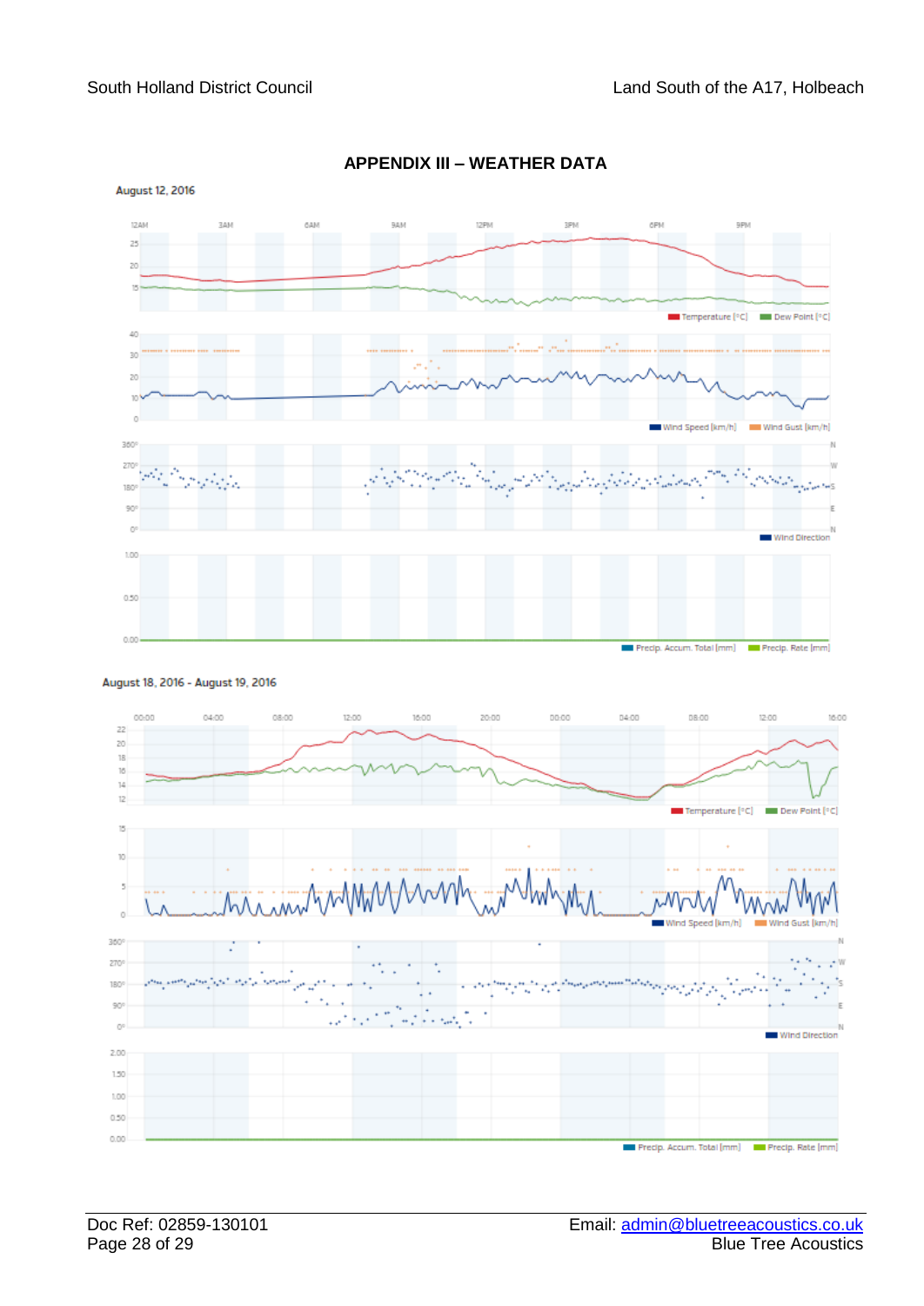# APPENDIX III – WEATHER DATA

August 12, 2016

12AM 3AM 6AM 9AM 12PM 3PM 6PM 9PM

Temperature [°C] Dew Point [°C]

Wind Speed [km/h] Wind Gust [km/h]

Wind Direction

Precip. Accum. Total [mm] Precip. Rate [mm]

August 18, 2016 - August 19, 2016

00:00 04:00 08:00 12:00 16:00 20:00 00:00 04:00 08:00 12:00 16:00

Temperature [°C] Dew Point [°C]

Wind Speed [km/h] Wind Gust [km/h]

Wind Direction

Precip. Accum. Total [mm] Precip. Rate [mm]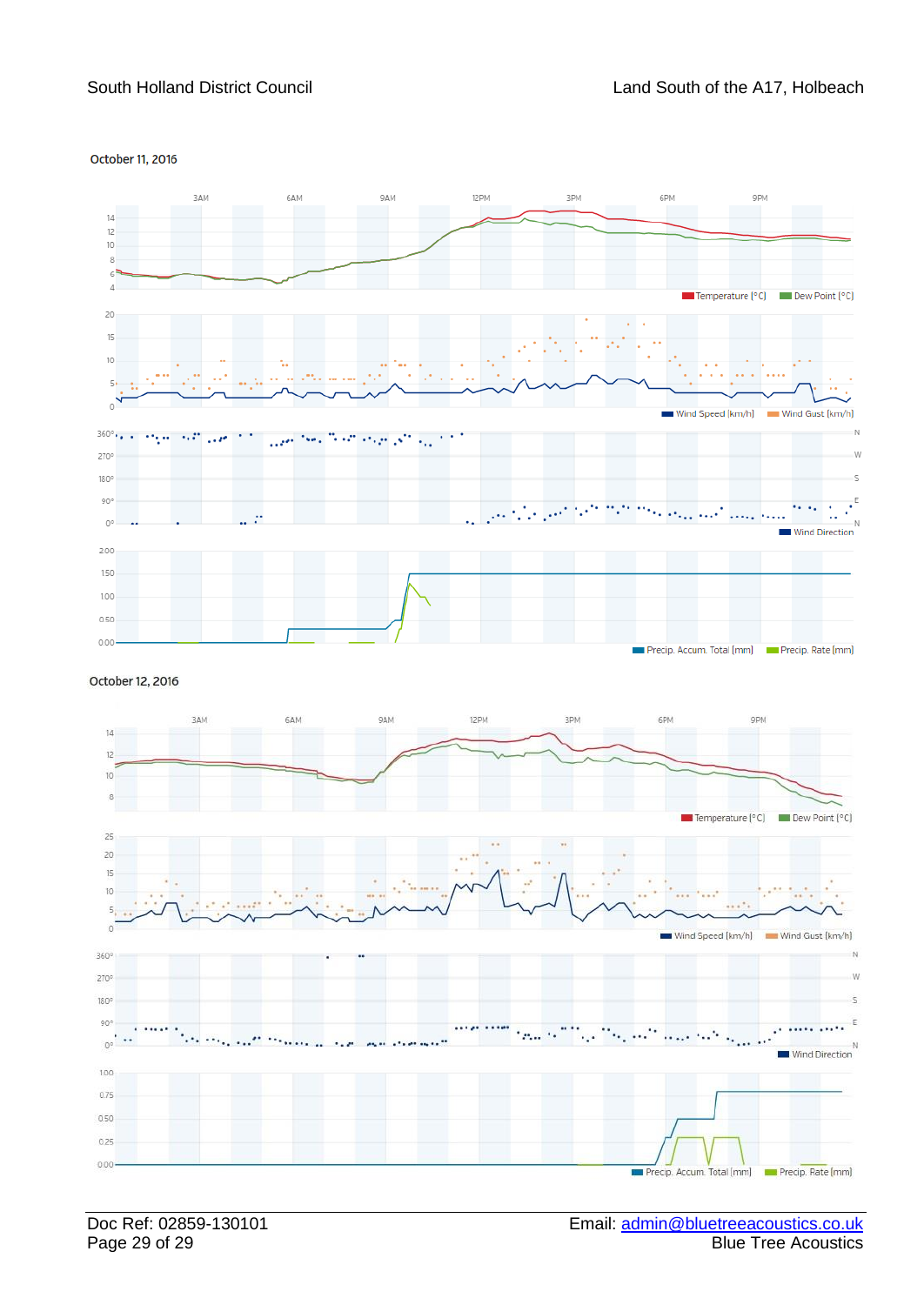October 11, 2016

3AM 6AM 9AM 12PM 3PM 6PM 9PM

14
12
10
8
6
4

Temperature [°C] Dew Point [°C]

20
15
10
5
0

Wind Speed [km/h] Wind Gust [km/h]

360°
270°
180°
90°
0°

N
W
S
E
N

Wind Direction

2.00
1.50
1.00
0.50
0.00

Precip. Accum. Total [mm] Precip. Rate [mm]

October 12, 2016

3AM 6AM 9AM 12PM 3PM 6PM 9PM

14
12
10
8

Temperature [°C] Dew Point [°C]

25
20
15
10
5
0

Wind Speed [km/h] Wind Gust [km/h]

360°
270°
180°
90°
0°

N
W
S
E
N

Wind Direction

1.00
0.75
0.50
0.25
0.00

Precip. Accum. Total [mm] Precip. Rate [mm]